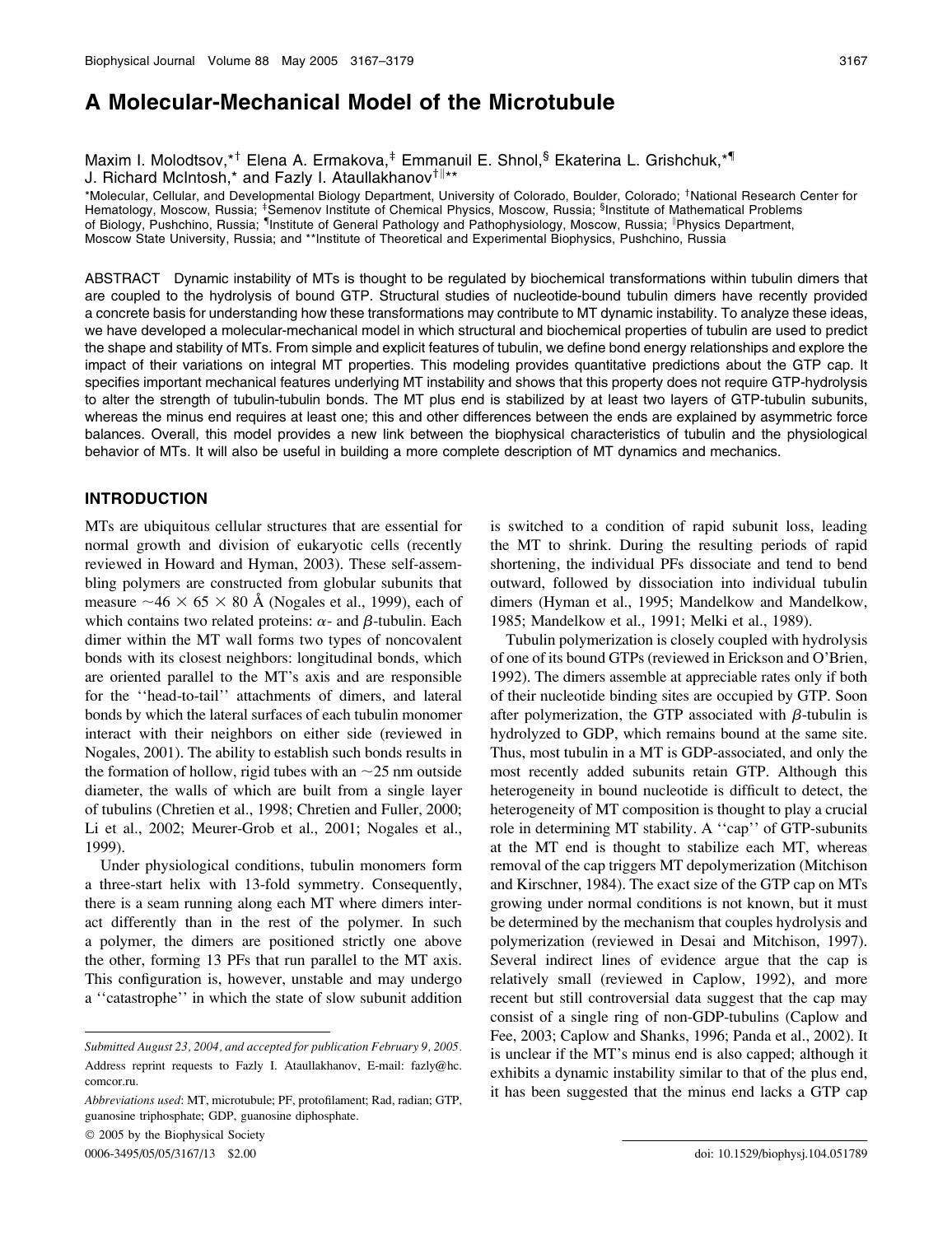# A Molecular-Mechanical Model of the Microtubule

Maxim I. Molodtsov,*† Elena A. Ermakova,‡ Emmanuil E. Shnol,§ Ekaterina L. Grishchuk,*¶ J. Richard McIntosh,* and Fazly I. Ataullakhanov†‖**

*Molecular, Cellular, and Developmental Biology Department, University of Colorado, Boulder, Colorado; †National Research Center for Hematology, Moscow, Russia; ‡Semenov Institute of Chemical Physics, Moscow, Russia; §Institute of Mathematical Problems of Biology, Pushchino, Russia; ¶Institute of General Pathology and Pathophysiology, Moscow, Russia; ‖Physics Department, Moscow State University, Russia; and **Institute of Theoretical and Experimental Biophysics, Pushchino, Russia

ABSTRACT Dynamic instability of MTs is thought to be regulated by biochemical transformations within tubulin dimers that are coupled to the hydrolysis of bound GTP. Structural studies of nucleotide-bound tubulin dimers have recently provided a concrete basis for understanding how these transformations may contribute to MT dynamic instability. To analyze these ideas, we have developed a molecular-mechanical model in which structural and biochemical properties of tubulin are used to predict the shape and stability of MTs. From simple and explicit features of tubulin, we define bond energy relationships and explore the impact of their variations on integral MT properties. This modeling provides quantitative predictions about the GTP cap. It specifies important mechanical features underlying MT instability and shows that this property does not require GTP-hydrolysis to alter the strength of tubulin-tubulin bonds. The MT plus end is stabilized by at least two layers of GTP-tubulin subunits, whereas the minus end requires at least one; this and other differences between the ends are explained by asymmetric force balances. Overall, this model provides a new link between the biophysical characteristics of tubulin and the physiological behavior of MTs. It will also be useful in building a more complete description of MT dynamics and mechanics.

## INTRODUCTION

MTs are ubiquitous cellular structures that are essential for normal growth and division of eukaryotic cells (recently reviewed in Howard and Hyman, 2003). These self-assembling polymers are constructed from globular subunits that measure ~46 × 65 × 80 Å (Nogales et al., 1999), each of which contains two related proteins: α- and β-tubulin. Each dimer within the MT wall forms two types of noncovalent bonds with its closest neighbors: longitudinal bonds, which are oriented parallel to the MT's axis and are responsible for the ''head-to-tail'' attachments of dimers, and lateral bonds by which the lateral surfaces of each tubulin monomer interact with their neighbors on either side (reviewed in Nogales, 2001). The ability to establish such bonds results in the formation of hollow, rigid tubes with an ~25 nm outside diameter, the walls of which are built from a single layer of tubulins (Chretien et al., 1998; Chretien and Fuller, 2000; Li et al., 2002; Meurer-Grob et al., 2001; Nogales et al., 1999).

Under physiological conditions, tubulin monomers form a three-start helix with 13-fold symmetry. Consequently, there is a seam running along each MT where dimers interact differently than in the rest of the polymer. In such a polymer, the dimers are positioned strictly one above the other, forming 13 PFs that run parallel to the MT axis. This configuration is, however, unstable and may undergo a ''catastrophe'' in which the state of slow subunit addition is switched to a condition of rapid subunit loss, leading the MT to shrink. During the resulting periods of rapid shortening, the individual PFs dissociate and tend to bend outward, followed by dissociation into individual tubulin dimers (Hyman et al., 1995; Mandelkow and Mandelkow, 1985; Mandelkow et al., 1991; Melki et al., 1989).

Tubulin polymerization is closely coupled with hydrolysis of one of its bound GTPs (reviewed in Erickson and O'Brien, 1992). The dimers assemble at appreciable rates only if both of their nucleotide binding sites are occupied by GTP. Soon after polymerization, the GTP associated with β-tubulin is hydrolyzed to GDP, which remains bound at the same site. Thus, most tubulin in a MT is GDP-associated, and only the most recently added subunits retain GTP. Although this heterogeneity in bound nucleotide is difficult to detect, the heterogeneity of MT composition is thought to play a crucial role in determining MT stability. A ''cap'' of GTP-subunits at the MT end is thought to stabilize each MT, whereas removal of the cap triggers MT depolymerization (Mitchison and Kirschner, 1984). The exact size of the GTP cap on MTs growing under normal conditions is not known, but it must be determined by the mechanism that couples hydrolysis and polymerization (reviewed in Desai and Mitchison, 1997). Several indirect lines of evidence argue that the cap is relatively small (reviewed in Caplow, 1992), and more recent but still controversial data suggest that the cap may consist of a single ring of non-GDP-tubulins (Caplow and Fee, 2003; Caplow and Shanks, 1996; Panda et al., 2002). It is unclear if the MT's minus end is also capped; although it exhibits a dynamic instability similar to that of the plus end, it has been suggested that the minus end lacks a GTP cap

---

*Submitted August 23, 2004, and accepted for publication February 9, 2005.*

Address reprint requests to Fazly I. Ataullakhanov, E-mail: fazly@hc.comcor.ru.

*Abbreviations used*: MT, microtubule; PF, protofilament; Rad, radian; GTP, guanosine triphosphate; GDP, guanosine diphosphate.

© 2005 by the Biophysical Society

0006-3495/05/05/3167/13 $2.00

doi: 10.1529/biophysj.104.051789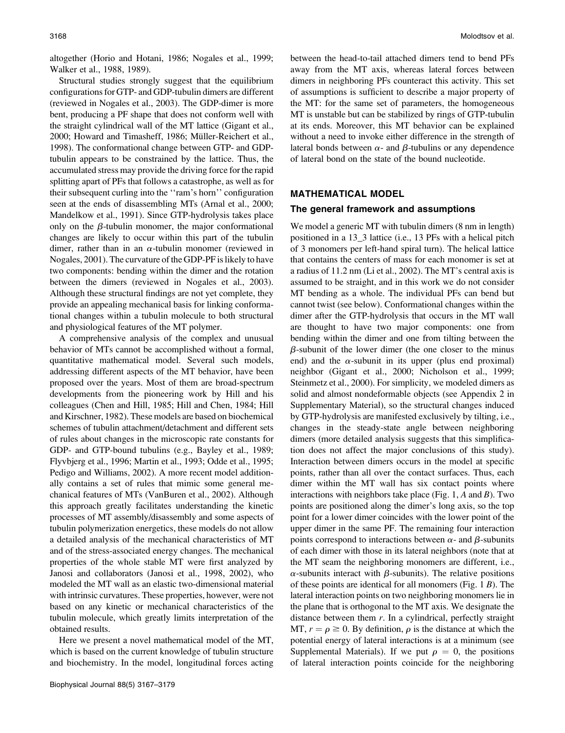altogether (Horio and Hotani, 1986; Nogales et al., 1999; Walker et al., 1988, 1989).

Structural studies strongly suggest that the equilibrium configurations for GTP- and GDP-tubulin dimers are different (reviewed in Nogales et al., 2003). The GDP-dimer is more bent, producing a PF shape that does not conform well with the straight cylindrical wall of the MT lattice (Gigant et al., 2000; Howard and Timasheff, 1986; Müller-Reichert et al., 1998). The conformational change between GTP- and GDP-tubulin appears to be constrained by the lattice. Thus, the accumulated stress may provide the driving force for the rapid splitting apart of PFs that follows a catastrophe, as well as for their subsequent curling into the ''ram's horn'' configuration seen at the ends of disassembling MTs (Arnal et al., 2000; Mandelkow et al., 1991). Since GTP-hydrolysis takes place only on the $\beta$-tubulin monomer, the major conformational changes are likely to occur within this part of the tubulin dimer, rather than in an $\alpha$-tubulin monomer (reviewed in Nogales, 2001). The curvature of the GDP-PF is likely to have two components: bending within the dimer and the rotation between the dimers (reviewed in Nogales et al., 2003). Although these structural findings are not yet complete, they provide an appealing mechanical basis for linking conformational changes within a tubulin molecule to both structural and physiological features of the MT polymer.

A comprehensive analysis of the complex and unusual behavior of MTs cannot be accomplished without a formal, quantitative mathematical model. Several such models, addressing different aspects of the MT behavior, have been proposed over the years. Most of them are broad-spectrum developments from the pioneering work by Hill and his colleagues (Chen and Hill, 1985; Hill and Chen, 1984; Hill and Kirschner, 1982). These models are based on biochemical schemes of tubulin attachment/detachment and different sets of rules about changes in the microscopic rate constants for GDP- and GTP-bound tubulins (e.g., Bayley et al., 1989; Flyvbjerg et al., 1996; Martin et al., 1993; Odde et al., 1995; Pedigo and Williams, 2002). A more recent model additionally contains a set of rules that mimic some general mechanical features of MTs (VanBuren et al., 2002). Although this approach greatly facilitates understanding the kinetic processes of MT assembly/disassembly and some aspects of tubulin polymerization energetics, these models do not allow a detailed analysis of the mechanical characteristics of MT and of the stress-associated energy changes. The mechanical properties of the whole stable MT were first analyzed by Janosi and collaborators (Janosi et al., 1998, 2002), who modeled the MT wall as an elastic two-dimensional material with intrinsic curvatures. These properties, however, were not based on any kinetic or mechanical characteristics of the tubulin molecule, which greatly limits interpretation of the obtained results.

Here we present a novel mathematical model of the MT, which is based on the current knowledge of tubulin structure and biochemistry. In the model, longitudinal forces acting between the head-to-tail attached dimers tend to bend PFs away from the MT axis, whereas lateral forces between dimers in neighboring PFs counteract this activity. This set of assumptions is sufficient to describe a major property of the MT: for the same set of parameters, the homogeneous MT is unstable but can be stabilized by rings of GTP-tubulin at its ends. Moreover, this MT behavior can be explained without a need to invoke either difference in the strength of lateral bonds between $\alpha$- and $\beta$-tubulins or any dependence of lateral bond on the state of the bound nucleotide.

## MATHEMATICAL MODEL

### The general framework and assumptions

We model a generic MT with tubulin dimers (8 nm in length) positioned in a 13_3 lattice (i.e., 13 PFs with a helical pitch of 3 monomers per left-hand spiral turn). The helical lattice that contains the centers of mass for each monomer is set at a radius of 11.2 nm (Li et al., 2002). The MT's central axis is assumed to be straight, and in this work we do not consider MT bending as a whole. The individual PFs can bend but cannot twist (see below). Conformational changes within the dimer after the GTP-hydrolysis that occurs in the MT wall are thought to have two major components: one from bending within the dimer and one from tilting between the $\beta$-subunit of the lower dimer (the one closer to the minus end) and the $\alpha$-subunit in its upper (plus end proximal) neighbor (Gigant et al., 2000; Nicholson et al., 1999; Steinmetz et al., 2000). For simplicity, we modeled dimers as solid and almost nondeformable objects (see Appendix 2 in Supplementary Material), so the structural changes induced by GTP-hydrolysis are manifested exclusively by tilting, i.e., changes in the steady-state angle between neighboring dimers (more detailed analysis suggests that this simplification does not affect the major conclusions of this study). Interaction between dimers occurs in the model at specific points, rather than all over the contact surfaces. Thus, each dimer within the MT wall has six contact points where interactions with neighbors take place (Fig. 1, *A* and *B*). Two points are positioned along the dimer's long axis, so the top point for a lower dimer coincides with the lower point of the upper dimer in the same PF. The remaining four interaction points correspond to interactions between $\alpha$- and $\beta$-subunits of each dimer with those in its lateral neighbors (note that at the MT seam the neighboring monomers are different, i.e., $\alpha$-subunits interact with $\beta$-subunits). The relative positions of these points are identical for all monomers (Fig. 1 *B*). The lateral interaction points on two neighboring monomers lie in the plane that is orthogonal to the MT axis. We designate the distance between them $r$. In a cylindrical, perfectly straight MT, $r = \rho \geq 0$. By definition, $\rho$ is the distance at which the potential energy of lateral interactions is at a minimum (see Supplemental Materials). If we put $\rho = 0$, the positions of lateral interaction points coincide for the neighboring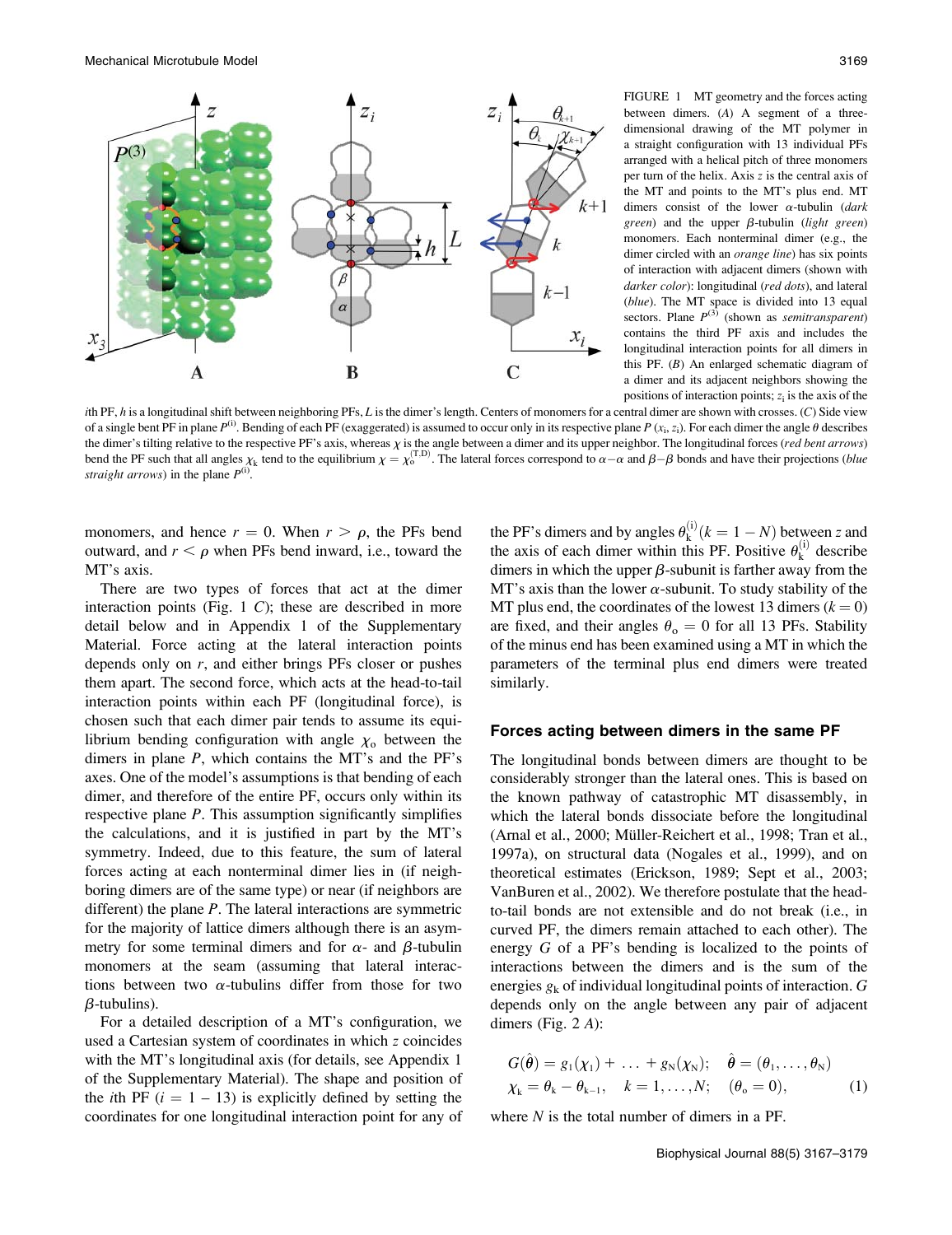FIGURE 1 MT geometry and the forces acting between dimers. (*A*) A segment of a three-dimensional drawing of the MT polymer in a straight configuration with 13 individual PFs arranged with a helical pitch of three monomers per turn of the helix. Axis $z$ is the central axis of the MT and points to the MT's plus end. MT dimers consist of the lower $\alpha$-tubulin (*dark green*) and the upper $\beta$-tubulin (*light green*) monomers. Each nonterminal dimer (e.g., the dimer circled with an *orange line*) has six points of interaction with adjacent dimers (shown with *darker color*): longitudinal (*red dots*), and lateral (*blue*). The MT space is divided into 13 equal sectors. Plane $P^{(3)}$ (shown as *semitransparent*) contains the third PF axis and includes the longitudinal interaction points for all dimers in this PF. (*B*) An enlarged schematic diagram of a dimer and its adjacent neighbors showing the positions of interaction points; $z_i$ is the axis of the $i$th PF, $h$ is a longitudinal shift between neighboring PFs, $L$ is the dimer's length. Centers of monomers for a central dimer are shown with crosses. (*C*) Side view of a single bent PF in plane $P^{(i)}$. Bending of each PF (exaggerated) is assumed to occur only in its respective plane $P$ ($x_i$, $z_i$). For each dimer the angle $\theta$ describes the dimer's tilting relative to the respective PF's axis, whereas $\chi$ is the angle between a dimer and its upper neighbor. The longitudinal forces (*red bent arrows*) bend the PF such that all angles $\chi_k$ tend to the equilibrium $\chi = \chi_o^{(T,D)}$. The lateral forces correspond to $\alpha-\alpha$ and $\beta-\beta$ bonds and have their projections (*blue straight arrows*) in the plane $P^{(i)}$.

monomers, and hence $r = 0$. When $r > \rho$, the PFs bend outward, and $r < \rho$ when PFs bend inward, i.e., toward the MT's axis.

There are two types of forces that act at the dimer interaction points (Fig. 1 *C*); these are described in more detail below and in Appendix 1 of the Supplementary Material. Force acting at the lateral interaction points depends only on $r$, and either brings PFs closer or pushes them apart. The second force, which acts at the head-to-tail interaction points within each PF (longitudinal force), is chosen such that each dimer pair tends to assume its equilibrium bending configuration with angle $\chi_o$ between the dimers in plane $P$, which contains the MT's and the PF's axes. One of the model's assumptions is that bending of each dimer, and therefore of the entire PF, occurs only within its respective plane $P$. This assumption significantly simplifies the calculations, and it is justified in part by the MT's symmetry. Indeed, due to this feature, the sum of lateral forces acting at each nonterminal dimer lies in (if neighboring dimers are of the same type) or near (if neighbors are different) the plane $P$. The lateral interactions are symmetric for the majority of lattice dimers although there is an asymmetry for some terminal dimers and for $\alpha$- and $\beta$-tubulin monomers at the seam (assuming that lateral interactions between two $\alpha$-tubulins differ from those for two $\beta$-tubulins).

For a detailed description of a MT's configuration, we used a Cartesian system of coordinates in which $z$ coincides with the MT's longitudinal axis (for details, see Appendix 1 of the Supplementary Material). The shape and position of the $i$th PF ($i = 1 - 13$) is explicitly defined by setting the coordinates for one longitudinal interaction point for any of the PF's dimers and by angles $\theta_k^{(i)}$ ($k = 1 - N$) between $z$ and the axis of each dimer within this PF. Positive $\theta_k^{(i)}$ describe dimers in which the upper $\beta$-subunit is farther away from the MT's axis than the lower $\alpha$-subunit. To study stability of the MT plus end, the coordinates of the lowest 13 dimers ($k = 0$) are fixed, and their angles $\theta_o = 0$ for all 13 PFs. Stability of the minus end has been examined using a MT in which the parameters of the terminal plus end dimers were treated similarly.

## Forces acting between dimers in the same PF

The longitudinal bonds between dimers are thought to be considerably stronger than the lateral ones. This is based on the known pathway of catastrophic MT disassembly, in which the lateral bonds dissociate before the longitudinal (Arnal et al., 2000; Müller-Reichert et al., 1998; Tran et al., 1997a), on structural data (Nogales et al., 1999), and on theoretical estimates (Erickson, 1989; Sept et al., 2003; VanBuren et al., 2002). We therefore postulate that the head-to-tail bonds are not extensible and do not break (i.e., in curved PF, the dimers remain attached to each other). The energy $G$ of a PF's bending is localized to the points of interactions between the dimers and is the sum of the energies $g_k$ of individual longitudinal points of interaction. $G$ depends only on the angle between any pair of adjacent dimers (Fig. 2 *A*):

$$
\begin{aligned}
&G(\hat{\theta}) = g_1(\chi_1) + \ldots + g_N(\chi_N); \quad \hat{\theta} = (\theta_1, \ldots, \theta_N) \\
&\chi_k = \theta_k - \theta_{k-1}, \quad k = 1, \ldots, N; \quad (\theta_o = 0), \qquad (1)
\end{aligned}
$$

where $N$ is the total number of dimers in a PF.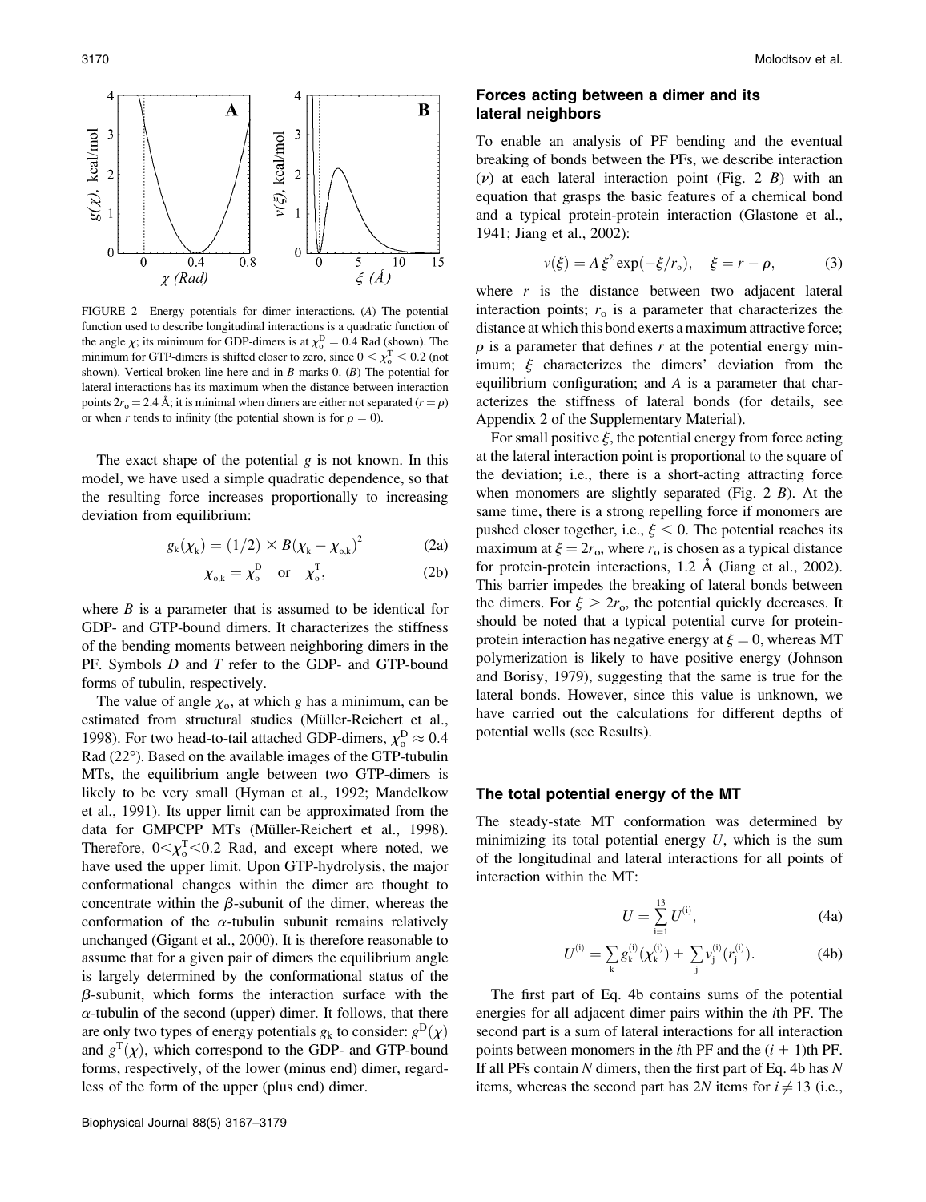FIGURE 2 Energy potentials for dimer interactions. (*A*) The potential function used to describe longitudinal interactions is a quadratic function of the angle $\chi$; its minimum for GDP-dimers is at $\chi_o^D = 0.4$ Rad (shown). The minimum for GTP-dimers is shifted closer to zero, since $0 < \chi_o^T < 0.2$ (not shown). Vertical broken line here and in *B* marks 0. (*B*) The potential for lateral interactions has its maximum when the distance between interaction points $2r_o = 2.4$ Å; it is minimal when dimers are either not separated ($r = \rho$) or when $r$ tends to infinity (the potential shown is for $\rho = 0$).

The exact shape of the potential $g$ is not known. In this model, we have used a simple quadratic dependence, so that the resulting force increases proportionally to increasing deviation from equilibrium:

$$g_k(\chi_k) = (1/2) \times B(\chi_k - \chi_{o,k})^2 \tag{2a}$$

$$\chi_{o,k} = \chi_o^D \quad \text{or} \quad \chi_o^T, \tag{2b}$$

where $B$ is a parameter that is assumed to be identical for GDP- and GTP-bound dimers. It characterizes the stiffness of the bending moments between neighboring dimers in the PF. Symbols $D$ and $T$ refer to the GDP- and GTP-bound forms of tubulin, respectively.

The value of angle $\chi_o$, at which $g$ has a minimum, can be estimated from structural studies (Müller-Reichert et al., 1998). For two head-to-tail attached GDP-dimers, $\chi_o^D \approx 0.4$ Rad (22°). Based on the available images of the GTP-tubulin MTs, the equilibrium angle between two GTP-dimers is likely to be very small (Hyman et al., 1992; Mandelkow et al., 1991). Its upper limit can be approximated from the data for GMPCPP MTs (Müller-Reichert et al., 1998). Therefore, $0 < \chi_o^T < 0.2$ Rad, and except where noted, we have used the upper limit. Upon GTP-hydrolysis, the major conformational changes within the dimer are thought to concentrate within the $\beta$-subunit of the dimer, whereas the conformation of the $\alpha$-tubulin subunit remains relatively unchanged (Gigant et al., 2000). It is therefore reasonable to assume that for a given pair of dimers the equilibrium angle is largely determined by the conformational status of the $\beta$-subunit, which forms the interaction surface with the $\alpha$-tubulin of the second (upper) dimer. It follows, that there are only two types of energy potentials $g_k$ to consider: $g^D(\chi)$ and $g^T(\chi)$, which correspond to the GDP- and GTP-bound forms, respectively, of the lower (minus end) dimer, regardless of the form of the upper (plus end) dimer.

### Forces acting between a dimer and its lateral neighbors

To enable an analysis of PF bending and the eventual breaking of bonds between the PFs, we describe interaction ($\nu$) at each lateral interaction point (Fig. 2 *B*) with an equation that grasps the basic features of a chemical bond and a typical protein-protein interaction (Glastone et al., 1941; Jiang et al., 2002):

$$\nu(\xi) = A\,\xi^2 \exp(-\xi/r_o), \quad \xi = r - \rho, \tag{3}$$

where $r$ is the distance between two adjacent lateral interaction points; $r_o$ is a parameter that characterizes the distance at which this bond exerts a maximum attractive force; $\rho$ is a parameter that defines $r$ at the potential energy minimum; $\xi$ characterizes the dimers' deviation from the equilibrium configuration; and $A$ is a parameter that characterizes the stiffness of lateral bonds (for details, see Appendix 2 of the Supplementary Material).

For small positive $\xi$, the potential energy from force acting at the lateral interaction point is proportional to the square of the deviation; i.e., there is a short-acting attracting force when monomers are slightly separated (Fig. 2 *B*). At the same time, there is a strong repelling force if monomers are pushed closer together, i.e., $\xi < 0$. The potential reaches its maximum at $\xi = 2r_o$, where $r_o$ is chosen as a typical distance for protein-protein interactions, 1.2 Å (Jiang et al., 2002). This barrier impedes the breaking of lateral bonds between the dimers. For $\xi > 2r_o$, the potential quickly decreases. It should be noted that a typical potential curve for protein-protein interaction has negative energy at $\xi = 0$, whereas MT polymerization is likely to have positive energy (Johnson and Borisy, 1979), suggesting that the same is true for the lateral bonds. However, since this value is unknown, we have carried out the calculations for different depths of potential wells (see Results).

### The total potential energy of the MT

The steady-state MT conformation was determined by minimizing its total potential energy $U$, which is the sum of the longitudinal and lateral interactions for all points of interaction within the MT:

$$U = \sum_{i=1}^{13} U^{(i)}, \tag{4a}$$

$$U^{(i)} = \sum_k g_k^{(i)}(\chi_k^{(i)}) + \sum_j \nu_j^{(i)}(r_j^{(i)}). \tag{4b}$$

The first part of Eq. 4b contains sums of the potential energies for all adjacent dimer pairs within the $i$th PF. The second part is a sum of lateral interactions for all interaction points between monomers in the $i$th PF and the $(i + 1)$th PF. If all PFs contain $N$ dimers, then the first part of Eq. 4b has $N$ items, whereas the second part has $2N$ items for $i \neq 13$ (i.e.,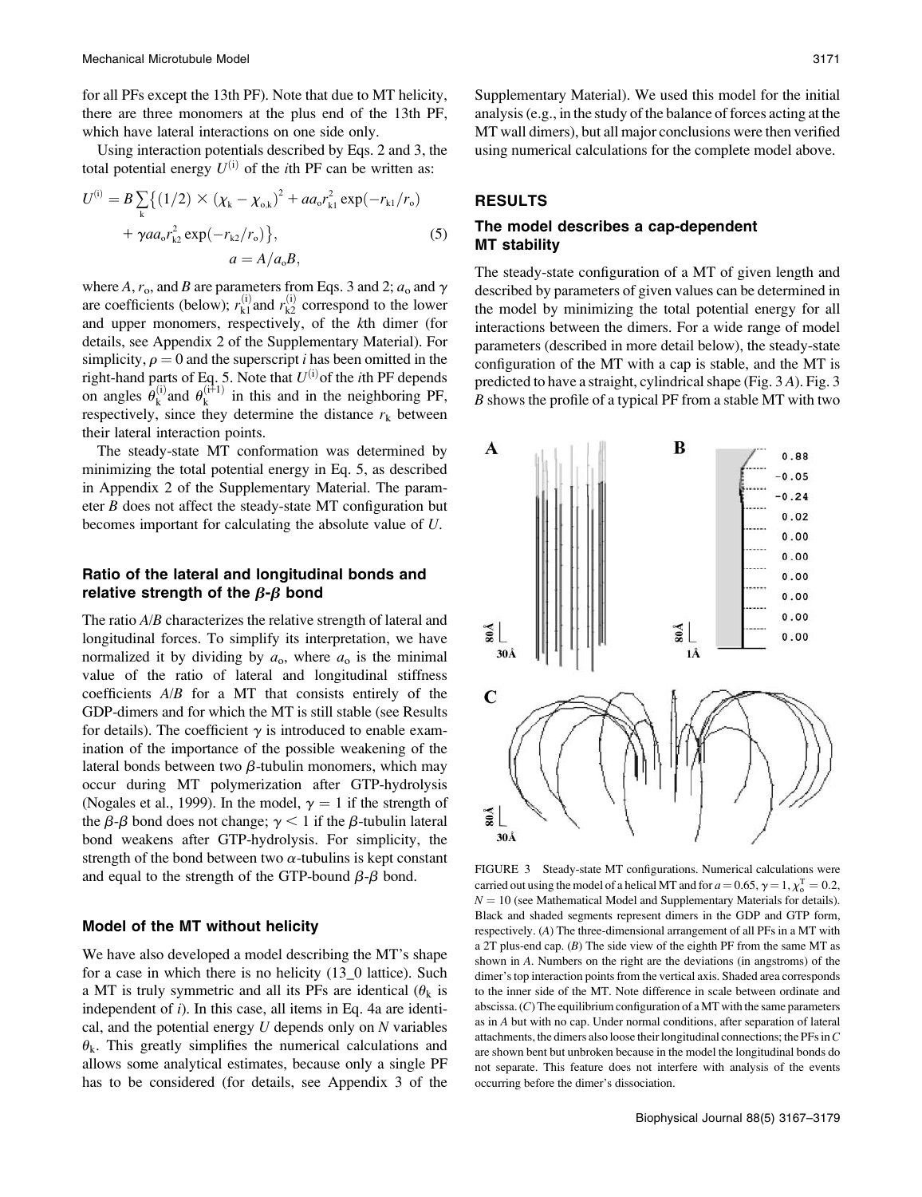for all PFs except the 13th PF). Note that due to MT helicity, there are three monomers at the plus end of the 13th PF, which have lateral interactions on one side only.

Using interaction potentials described by Eqs. 2 and 3, the total potential energy $U^{(i)}$ of the $i$th PF can be written as:

$$U^{(i)} = B\sum_{k}\{(1/2)\times(\chi_k - \chi_{o,k})^2 + aa_o r_{k1}^2 \exp(-r_{k1}/r_o) + \gamma a a_o r_{k2}^2 \exp(-r_{k2}/r_o)\}, \quad (5)$$
$$a = A/a_o B,$$

where $A$, $r_o$, and $B$ are parameters from Eqs. 3 and 2; $a_o$ and $\gamma$ are coefficients (below); $r_{k1}^{(i)}$ and $r_{k2}^{(i)}$ correspond to the lower and upper monomers, respectively, of the $k$th dimer (for details, see Appendix 2 of the Supplementary Material). For simplicity, $\rho = 0$ and the superscript $i$ has been omitted in the right-hand parts of Eq. 5. Note that $U^{(i)}$ of the $i$th PF depends on angles $\theta_k^{(i)}$ and $\theta_k^{(i+1)}$ in this and in the neighboring PF, respectively, since they determine the distance $r_k$ between their lateral interaction points.

The steady-state MT conformation was determined by minimizing the total potential energy in Eq. 5, as described in Appendix 2 of the Supplementary Material. The parameter $B$ does not affect the steady-state MT configuration but becomes important for calculating the absolute value of $U$.

### Ratio of the lateral and longitudinal bonds and relative strength of the $\beta$-$\beta$ bond

The ratio $A/B$ characterizes the relative strength of lateral and longitudinal forces. To simplify its interpretation, we have normalized it by dividing by $a_o$, where $a_o$ is the minimal value of the ratio of lateral and longitudinal stiffness coefficients $A/B$ for a MT that consists entirely of the GDP-dimers and for which the MT is still stable (see Results for details). The coefficient $\gamma$ is introduced to enable examination of the importance of the possible weakening of the lateral bonds between two $\beta$-tubulin monomers, which may occur during MT polymerization after GTP-hydrolysis (Nogales et al., 1999). In the model, $\gamma = 1$ if the strength of the $\beta$-$\beta$ bond does not change; $\gamma < 1$ if the $\beta$-tubulin lateral bond weakens after GTP-hydrolysis. For simplicity, the strength of the bond between two $\alpha$-tubulins is kept constant and equal to the strength of the GTP-bound $\beta$-$\beta$ bond.

### Model of the MT without helicity

We have also developed a model describing the MT's shape for a case in which there is no helicity (13_0 lattice). Such a MT is truly symmetric and all its PFs are identical ($\theta_k$ is independent of $i$). In this case, all items in Eq. 4a are identical, and the potential energy $U$ depends only on $N$ variables $\theta_k$. This greatly simplifies the numerical calculations and allows some analytical estimates, because only a single PF has to be considered (for details, see Appendix 3 of the Supplementary Material). We used this model for the initial analysis (e.g., in the study of the balance of forces acting at the MT wall dimers), but all major conclusions were then verified using numerical calculations for the complete model above.

## RESULTS

### The model describes a cap-dependent MT stability

The steady-state configuration of a MT of given length and described by parameters of given values can be determined in the model by minimizing the total potential energy for all interactions between the dimers. For a wide range of model parameters (described in more detail below), the steady-state configuration of the MT with a cap is stable, and the MT is predicted to have a straight, cylindrical shape (Fig. 3 *A*). Fig. 3 *B* shows the profile of a typical PF from a stable MT with two

FIGURE 3 Steady-state MT configurations. Numerical calculations were carried out using the model of a helical MT and for $a = 0.65$, $\gamma = 1$, $\chi_o^T = 0.2$, $N = 10$ (see Mathematical Model and Supplementary Materials for details). Black and shaded segments represent dimers in the GDP and GTP form, respectively. (*A*) The three-dimensional arrangement of all PFs in a MT with a 2T plus-end cap. (*B*) The side view of the eighth PF from the same MT as shown in *A*. Numbers on the right are the deviations (in angstroms) of the dimer's top interaction points from the vertical axis. Shaded area corresponds to the inner side of the MT. Note difference in scale between ordinate and abscissa. (*C*) The equilibrium configuration of a MT with the same parameters as in *A* but with no cap. Under normal conditions, after separation of lateral attachments, the dimers also loose their longitudinal connections; the PFs in *C* are shown bent but unbroken because in the model the longitudinal bonds do not separate. This feature does not interfere with analysis of the events occurring before the dimer's dissociation.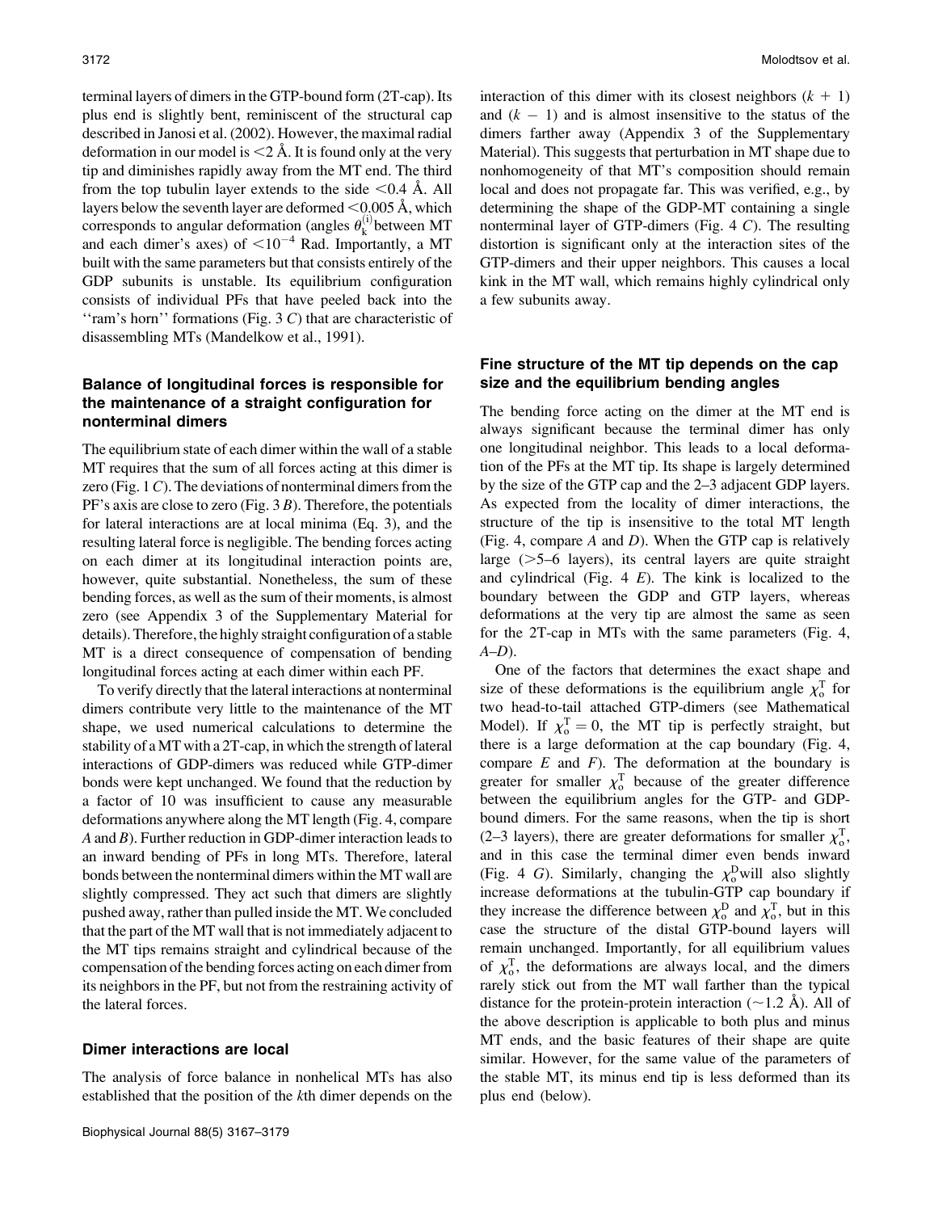terminal layers of dimers in the GTP-bound form (2T-cap). Its plus end is slightly bent, reminiscent of the structural cap described in Janosi et al. (2002). However, the maximal radial deformation in our model is <2 Å. It is found only at the very tip and diminishes rapidly away from the MT end. The third from the top tubulin layer extends to the side <0.4 Å. All layers below the seventh layer are deformed <0.005 Å, which corresponds to angular deformation (angles $\theta_k^{(i)}$ between MT and each dimer's axes) of $<10^{-4}$ Rad. Importantly, a MT built with the same parameters but that consists entirely of the GDP subunits is unstable. Its equilibrium configuration consists of individual PFs that have peeled back into the ''ram's horn'' formations (Fig. 3 *C*) that are characteristic of disassembling MTs (Mandelkow et al., 1991).

## Balance of longitudinal forces is responsible for the maintenance of a straight configuration for nonterminal dimers

The equilibrium state of each dimer within the wall of a stable MT requires that the sum of all forces acting at this dimer is zero (Fig. 1 *C*). The deviations of nonterminal dimers from the PF's axis are close to zero (Fig. 3 *B*). Therefore, the potentials for lateral interactions are at local minima (Eq. 3), and the resulting lateral force is negligible. The bending forces acting on each dimer at its longitudinal interaction points are, however, quite substantial. Nonetheless, the sum of these bending forces, as well as the sum of their moments, is almost zero (see Appendix 3 of the Supplementary Material for details). Therefore, the highly straight configuration of a stable MT is a direct consequence of compensation of bending longitudinal forces acting at each dimer within each PF.

To verify directly that the lateral interactions at nonterminal dimers contribute very little to the maintenance of the MT shape, we used numerical calculations to determine the stability of a MT with a 2T-cap, in which the strength of lateral interactions of GDP-dimers was reduced while GTP-dimer bonds were kept unchanged. We found that the reduction by a factor of 10 was insufficient to cause any measurable deformations anywhere along the MT length (Fig. 4, compare *A* and *B*). Further reduction in GDP-dimer interaction leads to an inward bending of PFs in long MTs. Therefore, lateral bonds between the nonterminal dimers within the MT wall are slightly compressed. They act such that dimers are slightly pushed away, rather than pulled inside the MT. We concluded that the part of the MT wall that is not immediately adjacent to the MT tips remains straight and cylindrical because of the compensation of the bending forces acting on each dimer from its neighbors in the PF, but not from the restraining activity of the lateral forces.

## Dimer interactions are local

The analysis of force balance in nonhelical MTs has also established that the position of the $k$th dimer depends on the interaction of this dimer with its closest neighbors ($k + 1$) and ($k - 1$) and is almost insensitive to the status of the dimers farther away (Appendix 3 of the Supplementary Material). This suggests that perturbation in MT shape due to nonhomogeneity of that MT's composition should remain local and does not propagate far. This was verified, e.g., by determining the shape of the GDP-MT containing a single nonterminal layer of GTP-dimers (Fig. 4 *C*). The resulting distortion is significant only at the interaction sites of the GTP-dimers and their upper neighbors. This causes a local kink in the MT wall, which remains highly cylindrical only a few subunits away.

## Fine structure of the MT tip depends on the cap size and the equilibrium bending angles

The bending force acting on the dimer at the MT end is always significant because the terminal dimer has only one longitudinal neighbor. This leads to a local deformation of the PFs at the MT tip. Its shape is largely determined by the size of the GTP cap and the 2–3 adjacent GDP layers. As expected from the locality of dimer interactions, the structure of the tip is insensitive to the total MT length (Fig. 4, compare *A* and *D*). When the GTP cap is relatively large (>5–6 layers), its central layers are quite straight and cylindrical (Fig. 4 *E*). The kink is localized to the boundary between the GDP and GTP layers, whereas deformations at the very tip are almost the same as seen for the 2T-cap in MTs with the same parameters (Fig. 4, *A*–*D*).

One of the factors that determines the exact shape and size of these deformations is the equilibrium angle $\chi_o^T$ for two head-to-tail attached GTP-dimers (see Mathematical Model). If $\chi_o^T = 0$, the MT tip is perfectly straight, but there is a large deformation at the cap boundary (Fig. 4, compare *E* and *F*). The deformation at the boundary is greater for smaller $\chi_o^T$ because of the greater difference between the equilibrium angles for the GTP- and GDP-bound dimers. For the same reasons, when the tip is short (2–3 layers), there are greater deformations for smaller $\chi_o^T$, and in this case the terminal dimer even bends inward (Fig. 4 *G*). Similarly, changing the $\chi_o^D$ will also slightly increase deformations at the tubulin-GTP cap boundary if they increase the difference between $\chi_o^D$ and $\chi_o^T$, but in this case the structure of the distal GTP-bound layers will remain unchanged. Importantly, for all equilibrium values of $\chi_o^T$, the deformations are always local, and the dimers rarely stick out from the MT wall farther than the typical distance for the protein-protein interaction (~1.2 Å). All of the above description is applicable to both plus and minus MT ends, and the basic features of their shape are quite similar. However, for the same value of the parameters of the stable MT, its minus end tip is less deformed than its plus end (below).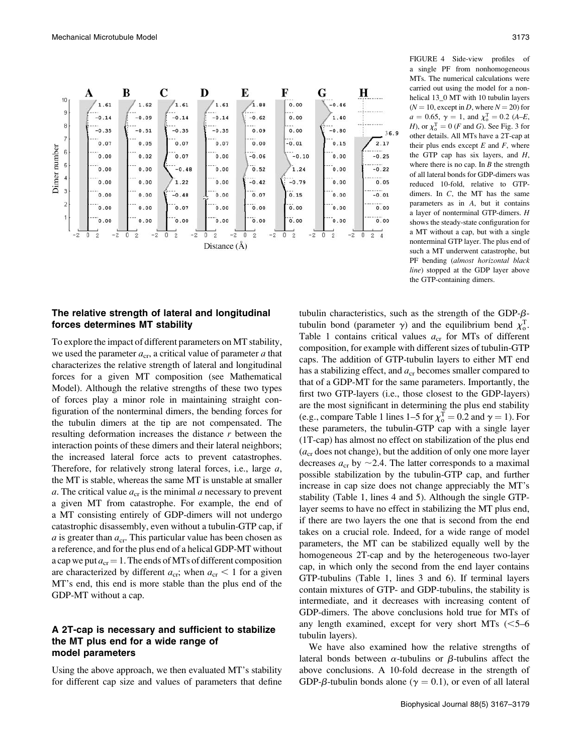FIGURE 4 Side-view profiles of a single PF from nonhomogeneous MTs. The numerical calculations were carried out using the model for a nonhelical 13_0 MT with 10 tubulin layers ($N = 10$, except in *D*, where $N = 20$) for $a = 0.65$, $\gamma = 1$, and $\chi_o^T = 0.2$ (*A–E*, *H*), or $\chi_o^T = 0$ (*F* and *G*). See Fig. 3 for other details. All MTs have a 2T-cap at their plus ends except *E* and *F*, where the GTP cap has six layers, and *H*, where there is no cap. In *B* the strength of all lateral bonds for GDP-dimers was reduced 10-fold, relative to GTP-dimers. In *C*, the MT has the same parameters as in *A*, but it contains a layer of nonterminal GTP-dimers. *H* shows the steady-state configuration for a MT without a cap, but with a single nonterminal GTP layer. The plus end of such a MT underwent catastrophe, but PF bending (*almost horizontal black line*) stopped at the GDP layer above the GTP-containing dimers.

### The relative strength of lateral and longitudinal forces determines MT stability

To explore the impact of different parameters on MT stability, we used the parameter $a_{cr}$, a critical value of parameter $a$ that characterizes the relative strength of lateral and longitudinal forces for a given MT composition (see Mathematical Model). Although the relative strengths of these two types of forces play a minor role in maintaining straight configuration of the nonterminal dimers, the bending forces for the tubulin dimers at the tip are not compensated. The resulting deformation increases the distance $r$ between the interaction points of these dimers and their lateral neighbors; the increased lateral force acts to prevent catastrophes. Therefore, for relatively strong lateral forces, i.e., large $a$, the MT is stable, whereas the same MT is unstable at smaller $a$. The critical value $a_{cr}$ is the minimal $a$ necessary to prevent a given MT from catastrophe. For example, the end of a MT consisting entirely of GDP-dimers will not undergo catastrophic disassembly, even without a tubulin-GTP cap, if $a$ is greater than $a_{cr}$. This particular value has been chosen as a reference, and for the plus end of a helical GDP-MT without a cap we put $a_{cr} = 1$. The ends of MTs of different composition are characterized by different $a_{cr}$; when $a_{cr} < 1$ for a given MT's end, this end is more stable than the plus end of the GDP-MT without a cap.

### A 2T-cap is necessary and sufficient to stabilize the MT plus end for a wide range of model parameters

Using the above approach, we then evaluated MT's stability for different cap size and values of parameters that define tubulin characteristics, such as the strength of the GDP-$\beta$-tubulin bond (parameter $\gamma$) and the equilibrium bend $\chi_o^T$. Table 1 contains critical values $a_{cr}$ for MTs of different composition, for example with different sizes of tubulin-GTP caps. The addition of GTP-tubulin layers to either MT end has a stabilizing effect, and $a_{cr}$ becomes smaller compared to that of a GDP-MT for the same parameters. Importantly, the first two GTP-layers (i.e., those closest to the GDP-layers) are the most significant in determining the plus end stability (e.g., compare Table 1 lines 1–5 for $\chi_o^T = 0.2$ and $\gamma = 1$). For these parameters, the tubulin-GTP cap with a single layer (1T-cap) has almost no effect on stabilization of the plus end ($a_{cr}$ does not change), but the addition of only one more layer decreases $a_{cr}$ by ~2.4. The latter corresponds to a maximal possible stabilization by the tubulin-GTP cap, and further increase in cap size does not change appreciably the MT's stability (Table 1, lines 4 and 5). Although the single GTP-layer seems to have no effect in stabilizing the MT plus end, if there are two layers the one that is second from the end takes on a crucial role. Indeed, for a wide range of model parameters, the MT can be stabilized equally well by the homogeneous 2T-cap and by the heterogeneous two-layer cap, in which only the second from the end layer contains GTP-tubulins (Table 1, lines 3 and 6). If terminal layers contain mixtures of GTP- and GDP-tubulins, the stability is intermediate, and it decreases with increasing content of GDP-dimers. The above conclusions hold true for MTs of any length examined, except for very short MTs (<5–6 tubulin layers).

We have also examined how the relative strengths of lateral bonds between $\alpha$-tubulins or $\beta$-tubulins affect the above conclusions. A 10-fold decrease in the strength of GDP-$\beta$-tubulin bonds alone ($\gamma = 0.1$), or even of all lateral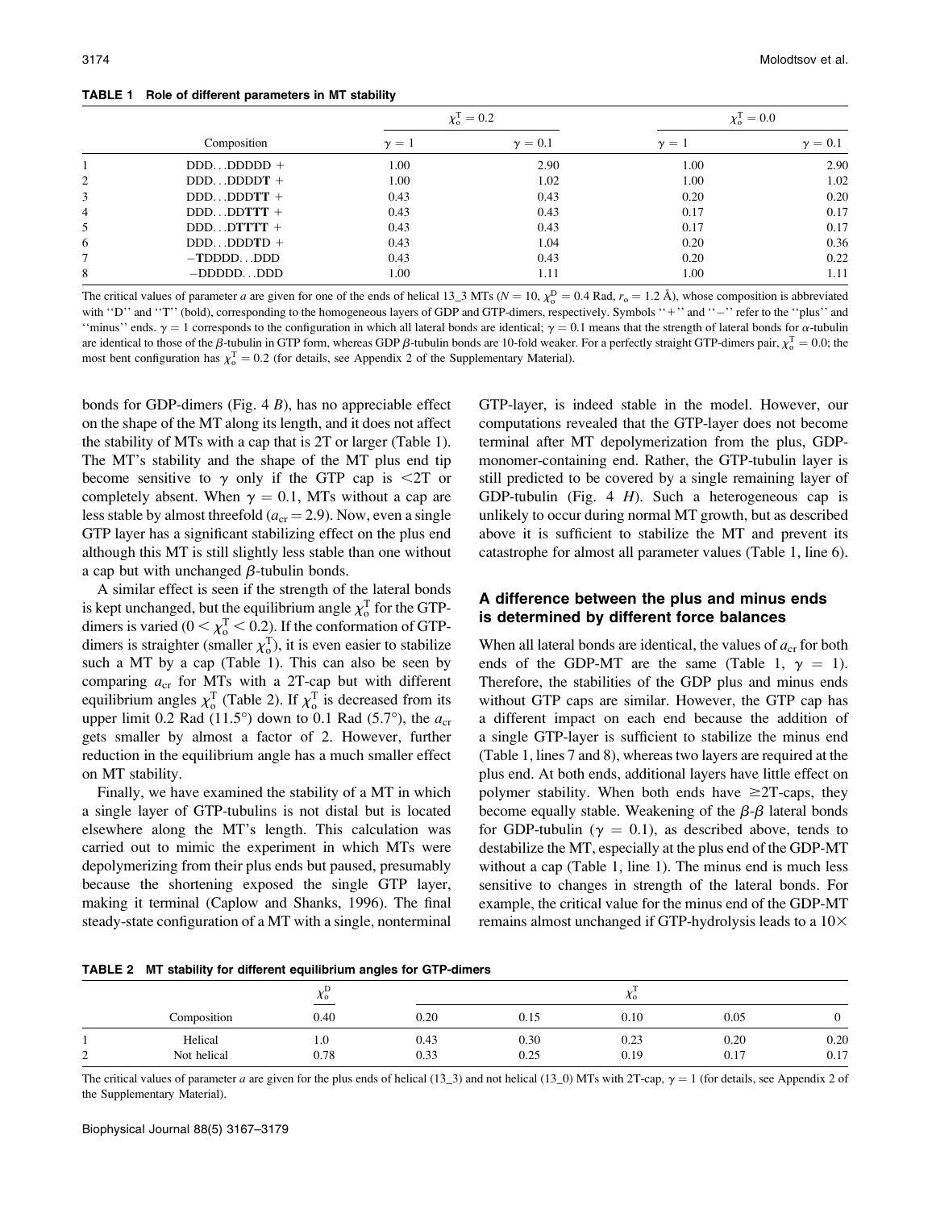**TABLE 1 Role of different parameters in MT stability**

| | Composition | $\chi_o^T = 0.2$ | | $\chi_o^T = 0.0$ | |
|---|---|---|---|---|---|
| | | $\gamma = 1$ | $\gamma = 0.1$ | $\gamma = 1$ | $\gamma = 0.1$ |
| 1 | DDD...DDDDD + | 1.00 | 2.90 | 1.00 | 2.90 |
| 2 | DDD...DDDD**T** + | 1.00 | 1.02 | 1.00 | 1.02 |
| 3 | DDD...DDD**TT** + | 0.43 | 0.43 | 0.20 | 0.20 |
| 4 | DDD...DD**TTT** + | 0.43 | 0.43 | 0.17 | 0.17 |
| 5 | DDD...D**TTTT** + | 0.43 | 0.43 | 0.17 | 0.17 |
| 6 | DDD...DDD**T**D + | 0.43 | 1.04 | 0.20 | 0.36 |
| 7 | −**T**DDDD...DDD | 0.43 | 0.43 | 0.20 | 0.22 |
| 8 | −DDDDD...DDD | 1.00 | 1.11 | 1.00 | 1.11 |

The critical values of parameter $a$ are given for one of the ends of helical 13_3 MTs ($N = 10$, $\chi_o^D = 0.4$ Rad, $r_o = 1.2$ Å), whose composition is abbreviated with ''D'' and ''T'' (bold), corresponding to the homogeneous layers of GDP and GTP-dimers, respectively. Symbols ''+'' and ''−'' refer to the ''plus'' and ''minus'' ends. $\gamma = 1$ corresponds to the configuration in which all lateral bonds are identical; $\gamma = 0.1$ means that the strength of lateral bonds for $\alpha$-tubulin are identical to those of the $\beta$-tubulin in GTP form, whereas GDP $\beta$-tubulin bonds are 10-fold weaker. For a perfectly straight GTP-dimers pair, $\chi_o^T = 0.0$; the most bent configuration has $\chi_o^T = 0.2$ (for details, see Appendix 2 of the Supplementary Material).

bonds for GDP-dimers (Fig. 4 *B*), has no appreciable effect on the shape of the MT along its length, and it does not affect the stability of MTs with a cap that is 2T or larger (Table 1). The MT's stability and the shape of the MT plus end tip become sensitive to $\gamma$ only if the GTP cap is <2T or completely absent. When $\gamma = 0.1$, MTs without a cap are less stable by almost threefold ($a_{cr} = 2.9$). Now, even a single GTP layer has a significant stabilizing effect on the plus end although this MT is still slightly less stable than one without a cap but with unchanged $\beta$-tubulin bonds.

A similar effect is seen if the strength of the lateral bonds is kept unchanged, but the equilibrium angle $\chi_o^T$ for the GTP-dimers is varied ($0 < \chi_o^T < 0.2$). If the conformation of GTP-dimers is straighter (smaller $\chi_o^T$), it is even easier to stabilize such a MT by a cap (Table 1). This can also be seen by comparing $a_{cr}$ for MTs with a 2T-cap but with different equilibrium angles $\chi_o^T$ (Table 2). If $\chi_o^T$ is decreased from its upper limit 0.2 Rad (11.5°) down to 0.1 Rad (5.7°), the $a_{cr}$ gets smaller by almost a factor of 2. However, further reduction in the equilibrium angle has a much smaller effect on MT stability.

Finally, we have examined the stability of a MT in which a single layer of GTP-tubulins is not distal but is located elsewhere along the MT's length. This calculation was carried out to mimic the experiment in which MTs were depolymerizing from their plus ends but paused, presumably because the shortening exposed the single GTP layer, making it terminal (Caplow and Shanks, 1996). The final steady-state configuration of a MT with a single, nonterminal GTP-layer, is indeed stable in the model. However, our computations revealed that the GTP-layer does not become terminal after MT depolymerization from the plus, GDP-monomer-containing end. Rather, the GTP-tubulin layer is still predicted to be covered by a single remaining layer of GDP-tubulin (Fig. 4 *H*). Such a heterogeneous cap is unlikely to occur during normal MT growth, but as described above it is sufficient to stabilize the MT and prevent its catastrophe for almost all parameter values (Table 1, line 6).

## A difference between the plus and minus ends is determined by different force balances

When all lateral bonds are identical, the values of $a_{cr}$ for both ends of the GDP-MT are the same (Table 1, $\gamma = 1$). Therefore, the stabilities of the GDP plus and minus ends without GTP caps are similar. However, the GTP cap has a different impact on each end because the addition of a single GTP-layer is sufficient to stabilize the minus end (Table 1, lines 7 and 8), whereas two layers are required at the plus end. At both ends, additional layers have little effect on polymer stability. When both ends have $\geq$2T-caps, they become equally stable. Weakening of the $\beta$-$\beta$ lateral bonds for GDP-tubulin ($\gamma = 0.1$), as described above, tends to destabilize the MT, especially at the plus end of the GDP-MT without a cap (Table 1, line 1). The minus end is much less sensitive to changes in strength of the lateral bonds. For example, the critical value for the minus end of the GDP-MT remains almost unchanged if GTP-hydrolysis leads to a 10×

**TABLE 2 MT stability for different equilibrium angles for GTP-dimers**

| | Composition | $\chi_o^D$ | $\chi_o^T$ | | | | |
|---|---|---|---|---|---|---|---|
| | | 0.40 | 0.20 | 0.15 | 0.10 | 0.05 | 0 |
| 1 | Helical | 1.0 | 0.43 | 0.30 | 0.23 | 0.20 | 0.20 |
| 2 | Not helical | 0.78 | 0.33 | 0.25 | 0.19 | 0.17 | 0.17 |

The critical values of parameter $a$ are given for the plus ends of helical (13_3) and not helical (13_0) MTs with 2T-cap, $\gamma = 1$ (for details, see Appendix 2 of the Supplementary Material).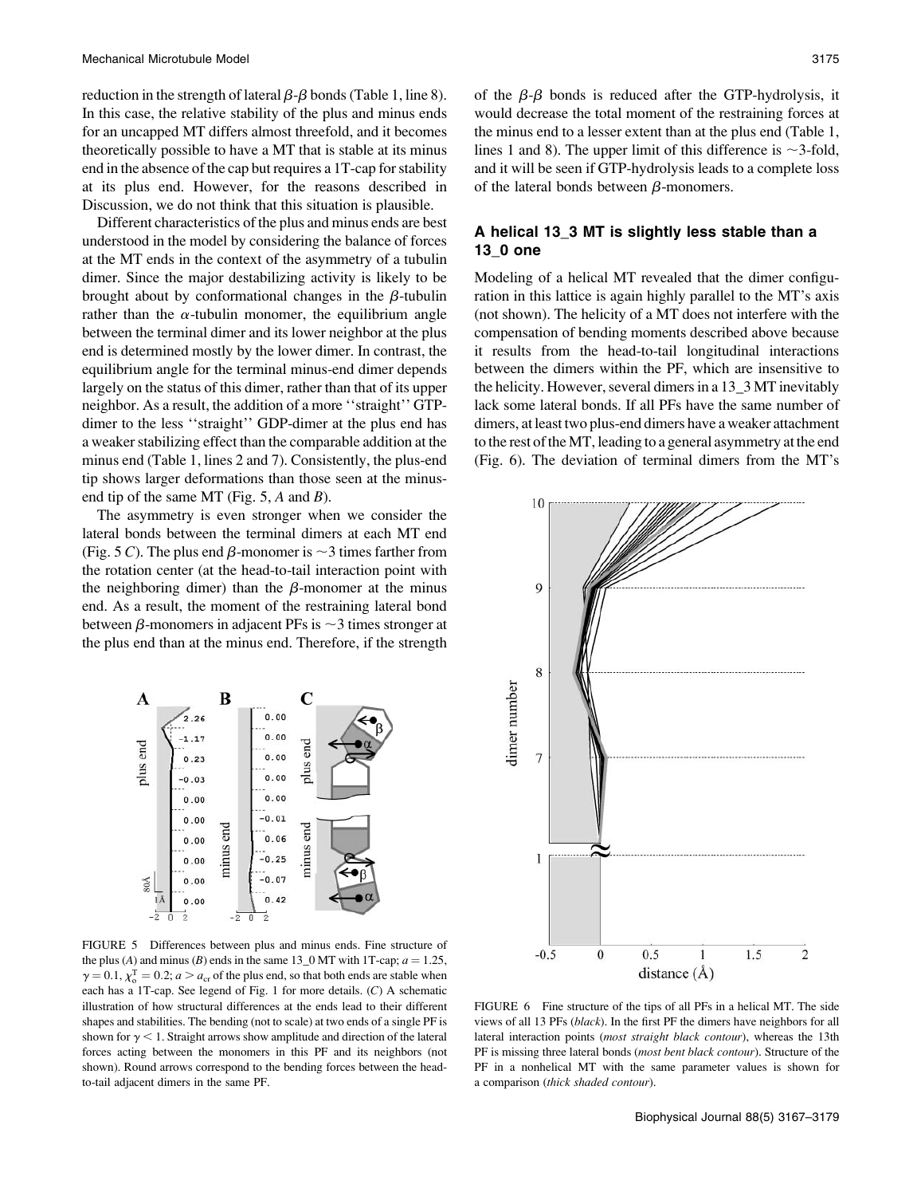reduction in the strength of lateral $\beta$-$\beta$ bonds (Table 1, line 8). In this case, the relative stability of the plus and minus ends for an uncapped MT differs almost threefold, and it becomes theoretically possible to have a MT that is stable at its minus end in the absence of the cap but requires a 1T-cap for stability at its plus end. However, for the reasons described in Discussion, we do not think that this situation is plausible.

Different characteristics of the plus and minus ends are best understood in the model by considering the balance of forces at the MT ends in the context of the asymmetry of a tubulin dimer. Since the major destabilizing activity is likely to be brought about by conformational changes in the $\beta$-tubulin rather than the $\alpha$-tubulin monomer, the equilibrium angle between the terminal dimer and its lower neighbor at the plus end is determined mostly by the lower dimer. In contrast, the equilibrium angle for the terminal minus-end dimer depends largely on the status of this dimer, rather than that of its upper neighbor. As a result, the addition of a more ''straight'' GTP-dimer to the less ''straight'' GDP-dimer at the plus end has a weaker stabilizing effect than the comparable addition at the minus end (Table 1, lines 2 and 7). Consistently, the plus-end tip shows larger deformations than those seen at the minus-end tip of the same MT (Fig. 5, *A* and *B*).

The asymmetry is even stronger when we consider the lateral bonds between the terminal dimers at each MT end (Fig. 5 *C*). The plus end $\beta$-monomer is ~3 times farther from the rotation center (at the head-to-tail interaction point with the neighboring dimer) than the $\beta$-monomer at the minus end. As a result, the moment of the restraining lateral bond between $\beta$-monomers in adjacent PFs is ~3 times stronger at the plus end than at the minus end. Therefore, if the strength of the $\beta$-$\beta$ bonds is reduced after the GTP-hydrolysis, it would decrease the total moment of the restraining forces at the minus end to a lesser extent than at the plus end (Table 1, lines 1 and 8). The upper limit of this difference is ~3-fold, and it will be seen if GTP-hydrolysis leads to a complete loss of the lateral bonds between $\beta$-monomers.

FIGURE 5 Differences between plus and minus ends. Fine structure of the plus (*A*) and minus (*B*) ends in the same 13_0 MT with 1T-cap; $a = 1.25$, $\gamma = 0.1$, $\chi_o^T = 0.2$; $a > a_{cr}$ of the plus end, so that both ends are stable when each has a 1T-cap. See legend of Fig. 1 for more details. (*C*) A schematic illustration of how structural differences at the ends lead to their different shapes and stabilities. The bending (not to scale) at two ends of a single PF is shown for $\gamma < 1$. Straight arrows show amplitude and direction of the lateral forces acting between the monomers in this PF and its neighbors (not shown). Round arrows correspond to the bending forces between the head-to-tail adjacent dimers in the same PF.

## A helical 13_3 MT is slightly less stable than a 13_0 one

Modeling of a helical MT revealed that the dimer configuration in this lattice is again highly parallel to the MT's axis (not shown). The helicity of a MT does not interfere with the compensation of bending moments described above because it results from the head-to-tail longitudinal interactions between the dimers within the PF, which are insensitive to the helicity. However, several dimers in a 13_3 MT inevitably lack some lateral bonds. If all PFs have the same number of dimers, at least two plus-end dimers have a weaker attachment to the rest of the MT, leading to a general asymmetry at the end (Fig. 6). The deviation of terminal dimers from the MT's

FIGURE 6 Fine structure of the tips of all PFs in a helical MT. The side views of all 13 PFs (*black*). In the first PF the dimers have neighbors for all lateral interaction points (*most straight black contour*), whereas the 13th PF is missing three lateral bonds (*most bent black contour*). Structure of the PF in a nonhelical MT with the same parameter values is shown for a comparison (*thick shaded contour*).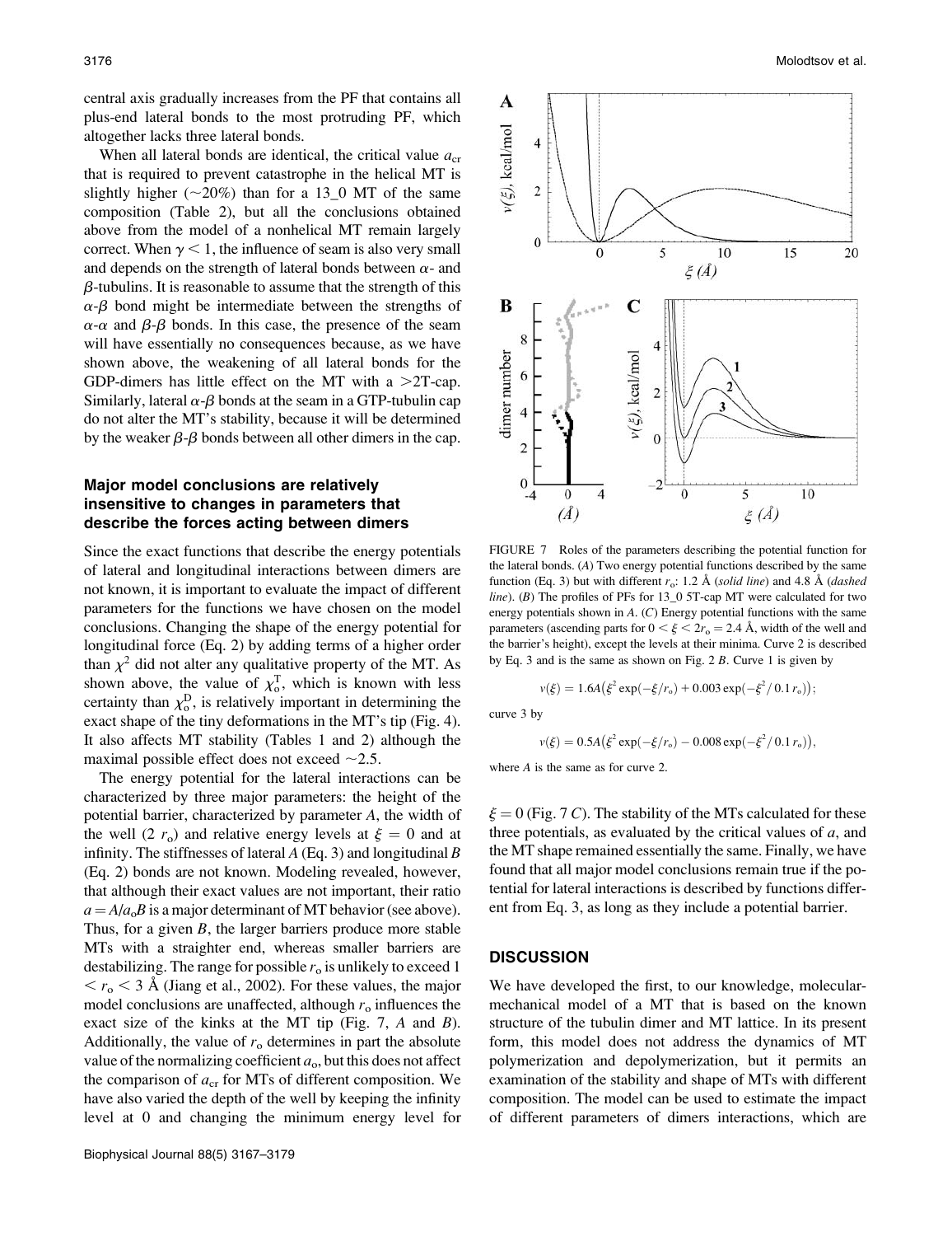central axis gradually increases from the PF that contains all plus-end lateral bonds to the most protruding PF, which altogether lacks three lateral bonds.

When all lateral bonds are identical, the critical value $a_{cr}$ that is required to prevent catastrophe in the helical MT is slightly higher (~20%) than for a 13_0 MT of the same composition (Table 2), but all the conclusions obtained above from the model of a nonhelical MT remain largely correct. When $\gamma < 1$, the influence of seam is also very small and depends on the strength of lateral bonds between $\alpha$- and $\beta$-tubulins. It is reasonable to assume that the strength of this $\alpha$-$\beta$ bond might be intermediate between the strengths of $\alpha$-$\alpha$ and $\beta$-$\beta$ bonds. In this case, the presence of the seam will have essentially no consequences because, as we have shown above, the weakening of all lateral bonds for the GDP-dimers has little effect on the MT with a >2T-cap. Similarly, lateral $\alpha$-$\beta$ bonds at the seam in a GTP-tubulin cap do not alter the MT's stability, because it will be determined by the weaker $\beta$-$\beta$ bonds between all other dimers in the cap.

### Major model conclusions are relatively insensitive to changes in parameters that describe the forces acting between dimers

Since the exact functions that describe the energy potentials of lateral and longitudinal interactions between dimers are not known, it is important to evaluate the impact of different parameters for the functions we have chosen on the model conclusions. Changing the shape of the energy potential for longitudinal force (Eq. 2) by adding terms of a higher order than $\chi^2$ did not alter any qualitative property of the MT. As shown above, the value of $\chi_o^T$, which is known with less certainty than $\chi_o^D$, is relatively important in determining the exact shape of the tiny deformations in the MT's tip (Fig. 4). It also affects MT stability (Tables 1 and 2) although the maximal possible effect does not exceed ~2.5.

The energy potential for the lateral interactions can be characterized by three major parameters: the height of the potential barrier, characterized by parameter $A$, the width of the well ($2\,r_o$) and relative energy levels at $\xi = 0$ and at infinity. The stiffnesses of lateral $A$ (Eq. 3) and longitudinal $B$ (Eq. 2) bonds are not known. Modeling revealed, however, that although their exact values are not important, their ratio $a = A/a_oB$ is a major determinant of MT behavior (see above). Thus, for a given $B$, the larger barriers produce more stable MTs with a straighter end, whereas smaller barriers are destabilizing. The range for possible $r_o$ is unlikely to exceed $1 < r_o < 3$ Å (Jiang et al., 2002). For these values, the major model conclusions are unaffected, although $r_o$ influences the exact size of the kinks at the MT tip (Fig. 7, *A* and *B*). Additionally, the value of $r_o$ determines in part the absolute value of the normalizing coefficient $a_o$, but this does not affect the comparison of $a_{cr}$ for MTs of different composition. We have also varied the depth of the well by keeping the infinity level at 0 and changing the minimum energy level for $\xi = 0$ (Fig. 7 *C*). The stability of the MTs calculated for these three potentials, as evaluated by the critical values of $a$, and the MT shape remained essentially the same. Finally, we have found that all major model conclusions remain true if the potential for lateral interactions is described by functions different from Eq. 3, as long as they include a potential barrier.

FIGURE 7 Roles of the parameters describing the potential function for the lateral bonds. (*A*) Two energy potential functions described by the same function (Eq. 3) but with different $r_o$: 1.2 Å (*solid line*) and 4.8 Å (*dashed line*). (*B*) The profiles of PFs for 13_0 5T-cap MT were calculated for two energy potentials shown in *A*. (*C*) Energy potential functions with the same parameters (ascending parts for $0 < \xi < 2r_o = 2.4$ Å, width of the well and the barrier's height), except the levels at their minima. Curve 2 is described by Eq. 3 and is the same as shown on Fig. 2 *B*. Curve 1 is given by

$$v(\xi) = 1.6A\left(\xi^2 \exp(-\xi/r_o) + 0.003 \exp(-\xi^2/0.1\,r_o)\right);$$

curve 3 by

$$v(\xi) = 0.5A\left(\xi^2 \exp(-\xi/r_o) - 0.008 \exp(-\xi^2/0.1\,r_o)\right),$$

where $A$ is the same as for curve 2.

## DISCUSSION

We have developed the first, to our knowledge, molecular-mechanical model of a MT that is based on the known structure of the tubulin dimer and MT lattice. In its present form, this model does not address the dynamics of MT polymerization and depolymerization, but it permits an examination of the stability and shape of MTs with different composition. The model can be used to estimate the impact of different parameters of dimers interactions, which are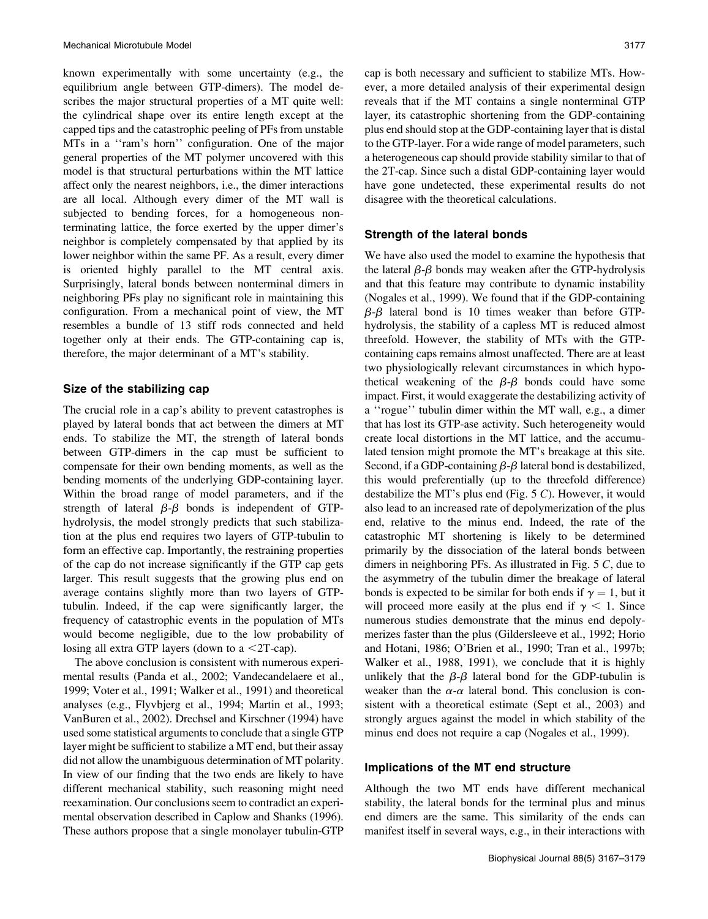known experimentally with some uncertainty (e.g., the equilibrium angle between GTP-dimers). The model describes the major structural properties of a MT quite well: the cylindrical shape over its entire length except at the capped tips and the catastrophic peeling of PFs from unstable MTs in a ''ram's horn'' configuration. One of the major general properties of the MT polymer uncovered with this model is that structural perturbations within the MT lattice affect only the nearest neighbors, i.e., the dimer interactions are all local. Although every dimer of the MT wall is subjected to bending forces, for a homogeneous nonterminating lattice, the force exerted by the upper dimer's neighbor is completely compensated by that applied by its lower neighbor within the same PF. As a result, every dimer is oriented highly parallel to the MT central axis. Surprisingly, lateral bonds between nonterminal dimers in neighboring PFs play no significant role in maintaining this configuration. From a mechanical point of view, the MT resembles a bundle of 13 stiff rods connected and held together only at their ends. The GTP-containing cap is, therefore, the major determinant of a MT's stability.

## Size of the stabilizing cap

The crucial role in a cap's ability to prevent catastrophes is played by lateral bonds that act between the dimers at MT ends. To stabilize the MT, the strength of lateral bonds between GTP-dimers in the cap must be sufficient to compensate for their own bending moments, as well as the bending moments of the underlying GDP-containing layer. Within the broad range of model parameters, and if the strength of lateral $\beta$-$\beta$ bonds is independent of GTP-hydrolysis, the model strongly predicts that such stabilization at the plus end requires two layers of GTP-tubulin to form an effective cap. Importantly, the restraining properties of the cap do not increase significantly if the GTP cap gets larger. This result suggests that the growing plus end on average contains slightly more than two layers of GTP-tubulin. Indeed, if the cap were significantly larger, the frequency of catastrophic events in the population of MTs would become negligible, due to the low probability of losing all extra GTP layers (down to a <2T-cap).

The above conclusion is consistent with numerous experimental results (Panda et al., 2002; Vandecandelaere et al., 1999; Voter et al., 1991; Walker et al., 1991) and theoretical analyses (e.g., Flyvbjerg et al., 1994; Martin et al., 1993; VanBuren et al., 2002). Drechsel and Kirschner (1994) have used some statistical arguments to conclude that a single GTP layer might be sufficient to stabilize a MT end, but their assay did not allow the unambiguous determination of MT polarity. In view of our finding that the two ends are likely to have different mechanical stability, such reasoning might need reexamination. Our conclusions seem to contradict an experimental observation described in Caplow and Shanks (1996). These authors propose that a single monolayer tubulin-GTP cap is both necessary and sufficient to stabilize MTs. However, a more detailed analysis of their experimental design reveals that if the MT contains a single nonterminal GTP layer, its catastrophic shortening from the GDP-containing plus end should stop at the GDP-containing layer that is distal to the GTP-layer. For a wide range of model parameters, such a heterogeneous cap should provide stability similar to that of the 2T-cap. Since such a distal GDP-containing layer would have gone undetected, these experimental results do not disagree with the theoretical calculations.

## Strength of the lateral bonds

We have also used the model to examine the hypothesis that the lateral $\beta$-$\beta$ bonds may weaken after the GTP-hydrolysis and that this feature may contribute to dynamic instability (Nogales et al., 1999). We found that if the GDP-containing $\beta$-$\beta$ lateral bond is 10 times weaker than before GTP-hydrolysis, the stability of a capless MT is reduced almost threefold. However, the stability of MTs with the GTP-containing caps remains almost unaffected. There are at least two physiologically relevant circumstances in which hypothetical weakening of the $\beta$-$\beta$ bonds could have some impact. First, it would exaggerate the destabilizing activity of a ''rogue'' tubulin dimer within the MT wall, e.g., a dimer that has lost its GTP-ase activity. Such heterogeneity would create local distortions in the MT lattice, and the accumulated tension might promote the MT's breakage at this site. Second, if a GDP-containing $\beta$-$\beta$ lateral bond is destabilized, this would preferentially (up to the threefold difference) destabilize the MT's plus end (Fig. 5 *C*). However, it would also lead to an increased rate of depolymerization of the plus end, relative to the minus end. Indeed, the rate of the catastrophic MT shortening is likely to be determined primarily by the dissociation of the lateral bonds between dimers in neighboring PFs. As illustrated in Fig. 5 *C*, due to the asymmetry of the tubulin dimer the breakage of lateral bonds is expected to be similar for both ends if $\gamma = 1$, but it will proceed more easily at the plus end if $\gamma < 1$. Since numerous studies demonstrate that the minus end depolymerizes faster than the plus (Gildersleeve et al., 1992; Horio and Hotani, 1986; O'Brien et al., 1990; Tran et al., 1997b; Walker et al., 1988, 1991), we conclude that it is highly unlikely that the $\beta$-$\beta$ lateral bond for the GDP-tubulin is weaker than the $\alpha$-$\alpha$ lateral bond. This conclusion is consistent with a theoretical estimate (Sept et al., 2003) and strongly argues against the model in which stability of the minus end does not require a cap (Nogales et al., 1999).

## Implications of the MT end structure

Although the two MT ends have different mechanical stability, the lateral bonds for the terminal plus and minus end dimers are the same. This similarity of the ends can manifest itself in several ways, e.g., in their interactions with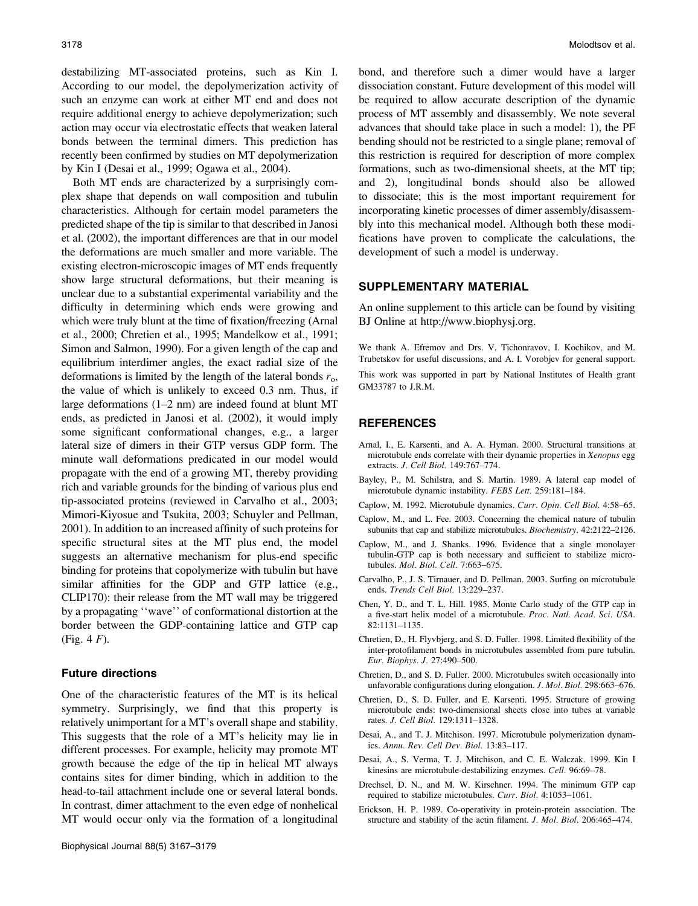destabilizing MT-associated proteins, such as Kin I. According to our model, the depolymerization activity of such an enzyme can work at either MT end and does not require additional energy to achieve depolymerization; such action may occur via electrostatic effects that weaken lateral bonds between the terminal dimers. This prediction has recently been confirmed by studies on MT depolymerization by Kin I (Desai et al., 1999; Ogawa et al., 2004).

Both MT ends are characterized by a surprisingly complex shape that depends on wall composition and tubulin characteristics. Although for certain model parameters the predicted shape of the tip is similar to that described in Janosi et al. (2002), the important differences are that in our model the deformations are much smaller and more variable. The existing electron-microscopic images of MT ends frequently show large structural deformations, but their meaning is unclear due to a substantial experimental variability and the difficulty in determining which ends were growing and which were truly blunt at the time of fixation/freezing (Arnal et al., 2000; Chretien et al., 1995; Mandelkow et al., 1991; Simon and Salmon, 1990). For a given length of the cap and equilibrium interdimer angles, the exact radial size of the deformations is limited by the length of the lateral bonds $r_o$, the value of which is unlikely to exceed 0.3 nm. Thus, if large deformations (1–2 nm) are indeed found at blunt MT ends, as predicted in Janosi et al. (2002), it would imply some significant conformational changes, e.g., a larger lateral size of dimers in their GTP versus GDP form. The minute wall deformations predicated in our model would propagate with the end of a growing MT, thereby providing rich and variable grounds for the binding of various plus end tip-associated proteins (reviewed in Carvalho et al., 2003; Mimori-Kiyosue and Tsukita, 2003; Schuyler and Pellman, 2001). In addition to an increased affinity of such proteins for specific structural sites at the MT plus end, the model suggests an alternative mechanism for plus-end specific binding for proteins that copolymerize with tubulin but have similar affinities for the GDP and GTP lattice (e.g., CLIP170): their release from the MT wall may be triggered by a propagating ''wave'' of conformational distortion at the border between the GDP-containing lattice and GTP cap (Fig. 4 *F*).

### Future directions

One of the characteristic features of the MT is its helical symmetry. Surprisingly, we find that this property is relatively unimportant for a MT's overall shape and stability. This suggests that the role of a MT's helicity may lie in different processes. For example, helicity may promote MT growth because the edge of the tip in helical MT always contains sites for dimer binding, which in addition to the head-to-tail attachment include one or several lateral bonds. In contrast, dimer attachment to the even edge of nonhelical MT would occur only via the formation of a longitudinal bond, and therefore such a dimer would have a larger dissociation constant. Future development of this model will be required to allow accurate description of the dynamic process of MT assembly and disassembly. We note several advances that should take place in such a model: 1), the PF bending should not be restricted to a single plane; removal of this restriction is required for description of more complex formations, such as two-dimensional sheets, at the MT tip; and 2), longitudinal bonds should also be allowed to dissociate; this is the most important requirement for incorporating kinetic processes of dimer assembly/disassembly into this mechanical model. Although both these modifications have proven to complicate the calculations, the development of such a model is underway.

## SUPPLEMENTARY MATERIAL

An online supplement to this article can be found by visiting BJ Online at http://www.biophysj.org.

We thank A. Efremov and Drs. V. Tichonravov, I. Kochikov, and M. Trubetskov for useful discussions, and A. I. Vorobjev for general support.

This work was supported in part by National Institutes of Health grant GM33787 to J.R.M.

## REFERENCES

Arnal, I., E. Karsenti, and A. A. Hyman. 2000. Structural transitions at microtubule ends correlate with their dynamic properties in *Xenopus* egg extracts. *J. Cell Biol.* 149:767–774.

Bayley, P., M. Schilstra, and S. Martin. 1989. A lateral cap model of microtubule dynamic instability. *FEBS Lett.* 259:181–184.

Caplow, M. 1992. Microtubule dynamics. *Curr. Opin. Cell Biol.* 4:58–65.

Caplow, M., and L. Fee. 2003. Concerning the chemical nature of tubulin subunits that cap and stabilize microtubules. *Biochemistry.* 42:2122–2126.

Caplow, M., and J. Shanks. 1996. Evidence that a single monolayer tubulin-GTP cap is both necessary and sufficient to stabilize microtubules. *Mol. Biol. Cell.* 7:663–675.

Carvalho, P., J. S. Tirnauer, and D. Pellman. 2003. Surfing on microtubule ends. *Trends Cell Biol.* 13:229–237.

Chen, Y. D., and T. L. Hill. 1985. Monte Carlo study of the GTP cap in a five-start helix model of a microtubule. *Proc. Natl. Acad. Sci. USA.* 82:1131–1135.

Chretien, D., H. Flyvbjerg, and S. D. Fuller. 1998. Limited flexibility of the inter-protofilament bonds in microtubules assembled from pure tubulin. *Eur. Biophys. J.* 27:490–500.

Chretien, D., and S. D. Fuller. 2000. Microtubules switch occasionally into unfavorable configurations during elongation. *J. Mol. Biol.* 298:663–676.

Chretien, D., S. D. Fuller, and E. Karsenti. 1995. Structure of growing microtubule ends: two-dimensional sheets close into tubes at variable rates. *J. Cell Biol.* 129:1311–1328.

Desai, A., and T. J. Mitchison. 1997. Microtubule polymerization dynamics. *Annu. Rev. Cell Dev. Biol.* 13:83–117.

Desai, A., S. Verma, T. J. Mitchison, and C. E. Walczak. 1999. Kin I kinesins are microtubule-destabilizing enzymes. *Cell.* 96:69–78.

Drechsel, D. N., and M. W. Kirschner. 1994. The minimum GTP cap required to stabilize microtubules. *Curr. Biol.* 4:1053–1061.

Erickson, H. P. 1989. Co-operativity in protein-protein association. The structure and stability of the actin filament. *J. Mol. Biol.* 206:465–474.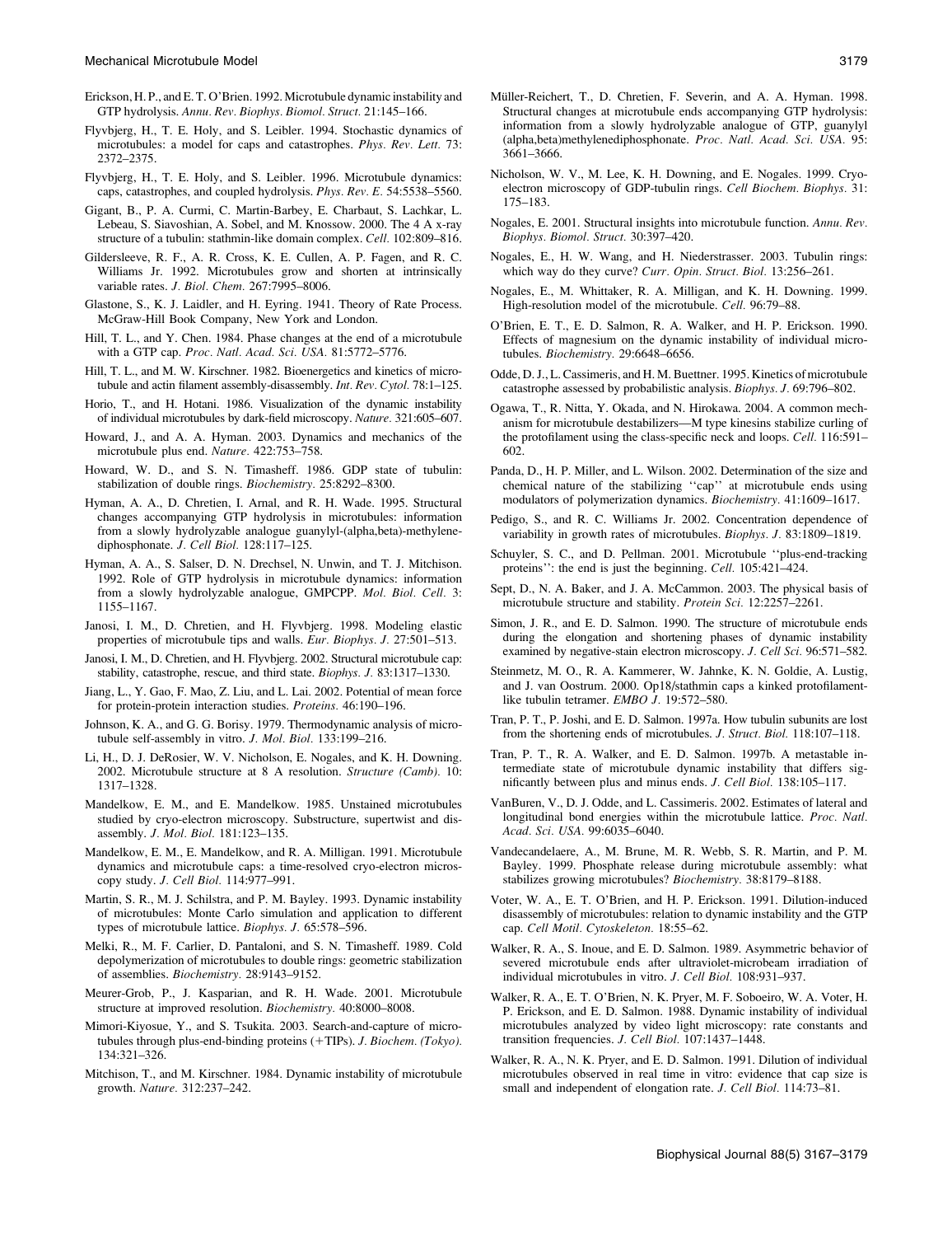Erickson, H. P., and E. T. O'Brien. 1992. Microtubule dynamic instability and GTP hydrolysis. *Annu. Rev. Biophys. Biomol. Struct.* 21:145–166.

Flyvbjerg, H., T. E. Holy, and S. Leibler. 1994. Stochastic dynamics of microtubules: a model for caps and catastrophes. *Phys. Rev. Lett.* 73: 2372–2375.

Flyvbjerg, H., T. E. Holy, and S. Leibler. 1996. Microtubule dynamics: caps, catastrophes, and coupled hydrolysis. *Phys. Rev. E.* 54:5538–5560.

Gigant, B., P. A. Curmi, C. Martin-Barbey, E. Charbaut, S. Lachkar, L. Lebeau, S. Siavoshian, A. Sobel, and M. Knossow. 2000. The 4 A x-ray structure of a tubulin: stathmin-like domain complex. *Cell.* 102:809–816.

Gildersleeve, R. F., A. R. Cross, K. E. Cullen, A. P. Fagen, and R. C. Williams Jr. 1992. Microtubules grow and shorten at intrinsically variable rates. *J. Biol. Chem.* 267:7995–8006.

Glastone, S., K. J. Laidler, and H. Eyring. 1941. Theory of Rate Process. McGraw-Hill Book Company, New York and London.

Hill, T. L., and Y. Chen. 1984. Phase changes at the end of a microtubule with a GTP cap. *Proc. Natl. Acad. Sci. USA.* 81:5772–5776.

Hill, T. L., and M. W. Kirschner. 1982. Bioenergetics and kinetics of microtubule and actin filament assembly-disassembly. *Int. Rev. Cytol.* 78:1–125.

Horio, T., and H. Hotani. 1986. Visualization of the dynamic instability of individual microtubules by dark-field microscopy. *Nature.* 321:605–607.

Howard, J., and A. A. Hyman. 2003. Dynamics and mechanics of the microtubule plus end. *Nature.* 422:753–758.

Howard, W. D., and S. N. Timasheff. 1986. GDP state of tubulin: stabilization of double rings. *Biochemistry.* 25:8292–8300.

Hyman, A. A., D. Chretien, I. Arnal, and R. H. Wade. 1995. Structural changes accompanying GTP hydrolysis in microtubules: information from a slowly hydrolyzable analogue guanylyl-(alpha,beta)-methylene-diphosphonate. *J. Cell Biol.* 128:117–125.

Hyman, A. A., S. Salser, D. N. Drechsel, N. Unwin, and T. J. Mitchison. 1992. Role of GTP hydrolysis in microtubule dynamics: information from a slowly hydrolyzable analogue, GMPCPP. *Mol. Biol. Cell.* 3: 1155–1167.

Janosi, I. M., D. Chretien, and H. Flyvbjerg. 1998. Modeling elastic properties of microtubule tips and walls. *Eur. Biophys. J.* 27:501–513.

Janosi, I. M., D. Chretien, and H. Flyvbjerg. 2002. Structural microtubule cap: stability, catastrophe, rescue, and third state. *Biophys. J.* 83:1317–1330.

Jiang, L., Y. Gao, F. Mao, Z. Liu, and L. Lai. 2002. Potential of mean force for protein-protein interaction studies. *Proteins.* 46:190–196.

Johnson, K. A., and G. G. Borisy. 1979. Thermodynamic analysis of microtubule self-assembly in vitro. *J. Mol. Biol.* 133:199–216.

Li, H., D. J. DeRosier, W. V. Nicholson, E. Nogales, and K. H. Downing. 2002. Microtubule structure at 8 A resolution. *Structure (Camb).* 10: 1317–1328.

Mandelkow, E. M., and E. Mandelkow. 1985. Unstained microtubules studied by cryo-electron microscopy. Substructure, supertwist and disassembly. *J. Mol. Biol.* 181:123–135.

Mandelkow, E. M., E. Mandelkow, and R. A. Milligan. 1991. Microtubule dynamics and microtubule caps: a time-resolved cryo-electron microscopy study. *J. Cell Biol.* 114:977–991.

Martin, S. R., M. J. Schilstra, and P. M. Bayley. 1993. Dynamic instability of microtubules: Monte Carlo simulation and application to different types of microtubule lattice. *Biophys. J.* 65:578–596.

Melki, R., M. F. Carlier, D. Pantaloni, and S. N. Timasheff. 1989. Cold depolymerization of microtubules to double rings: geometric stabilization of assemblies. *Biochemistry.* 28:9143–9152.

Meurer-Grob, P., J. Kasparian, and R. H. Wade. 2001. Microtubule structure at improved resolution. *Biochemistry.* 40:8000–8008.

Mimori-Kiyosue, Y., and S. Tsukita. 2003. Search-and-capture of microtubules through plus-end-binding proteins (+TIPs). *J. Biochem. (Tokyo).* 134:321–326.

Mitchison, T., and M. Kirschner. 1984. Dynamic instability of microtubule growth. *Nature.* 312:237–242.

Müller-Reichert, T., D. Chretien, F. Severin, and A. A. Hyman. 1998. Structural changes at microtubule ends accompanying GTP hydrolysis: information from a slowly hydrolyzable analogue of GTP, guanylyl (alpha,beta)methylenediphosphonate. *Proc. Natl. Acad. Sci. USA.* 95: 3661–3666.

Nicholson, W. V., M. Lee, K. H. Downing, and E. Nogales. 1999. Cryo-electron microscopy of GDP-tubulin rings. *Cell Biochem. Biophys.* 31: 175–183.

Nogales, E. 2001. Structural insights into microtubule function. *Annu. Rev. Biophys. Biomol. Struct.* 30:397–420.

Nogales, E., H. W. Wang, and H. Niederstrasser. 2003. Tubulin rings: which way do they curve? *Curr. Opin. Struct. Biol.* 13:256–261.

Nogales, E., M. Whittaker, R. A. Milligan, and K. H. Downing. 1999. High-resolution model of the microtubule. *Cell.* 96:79–88.

O'Brien, E. T., E. D. Salmon, R. A. Walker, and H. P. Erickson. 1990. Effects of magnesium on the dynamic instability of individual microtubules. *Biochemistry.* 29:6648–6656.

Odde, D. J., L. Cassimeris, and H. M. Buettner. 1995. Kinetics of microtubule catastrophe assessed by probabilistic analysis. *Biophys. J.* 69:796–802.

Ogawa, T., R. Nitta, Y. Okada, and N. Hirokawa. 2004. A common mechanism for microtubule destabilizers—M type kinesins stabilize curling of the protofilament using the class-specific neck and loops. *Cell.* 116:591–602.

Panda, D., H. P. Miller, and L. Wilson. 2002. Determination of the size and chemical nature of the stabilizing ''cap'' at microtubule ends using modulators of polymerization dynamics. *Biochemistry.* 41:1609–1617.

Pedigo, S., and R. C. Williams Jr. 2002. Concentration dependence of variability in growth rates of microtubules. *Biophys. J.* 83:1809–1819.

Schuyler, S. C., and D. Pellman. 2001. Microtubule ''plus-end-tracking proteins'': the end is just the beginning. *Cell.* 105:421–424.

Sept, D., N. A. Baker, and J. A. McCammon. 2003. The physical basis of microtubule structure and stability. *Protein Sci.* 12:2257–2261.

Simon, J. R., and E. D. Salmon. 1990. The structure of microtubule ends during the elongation and shortening phases of dynamic instability examined by negative-stain electron microscopy. *J. Cell Sci.* 96:571–582.

Steinmetz, M. O., R. A. Kammerer, W. Jahnke, K. N. Goldie, A. Lustig, and J. van Oostrum. 2000. Op18/stathmin caps a kinked protofilament-like tubulin tetramer. *EMBO J.* 19:572–580.

Tran, P. T., P. Joshi, and E. D. Salmon. 1997a. How tubulin subunits are lost from the shortening ends of microtubules. *J. Struct. Biol.* 118:107–118.

Tran, P. T., R. A. Walker, and E. D. Salmon. 1997b. A metastable intermediate state of microtubule dynamic instability that differs significantly between plus and minus ends. *J. Cell Biol.* 138:105–117.

VanBuren, V., D. J. Odde, and L. Cassimeris. 2002. Estimates of lateral and longitudinal bond energies within the microtubule lattice. *Proc. Natl. Acad. Sci. USA.* 99:6035–6040.

Vandecandelaere, A., M. Brune, M. R. Webb, S. R. Martin, and P. M. Bayley. 1999. Phosphate release during microtubule assembly: what stabilizes growing microtubules? *Biochemistry.* 38:8179–8188.

Voter, W. A., E. T. O'Brien, and H. P. Erickson. 1991. Dilution-induced disassembly of microtubules: relation to dynamic instability and the GTP cap. *Cell Motil. Cytoskeleton.* 18:55–62.

Walker, R. A., S. Inoue, and E. D. Salmon. 1989. Asymmetric behavior of severed microtubule ends after ultraviolet-microbeam irradiation of individual microtubules in vitro. *J. Cell Biol.* 108:931–937.

Walker, R. A., E. T. O'Brien, N. K. Pryer, M. F. Soboeiro, W. A. Voter, H. P. Erickson, and E. D. Salmon. 1988. Dynamic instability of individual microtubules analyzed by video light microscopy: rate constants and transition frequencies. *J. Cell Biol.* 107:1437–1448.

Walker, R. A., N. K. Pryer, and E. D. Salmon. 1991. Dilution of individual microtubules observed in real time in vitro: evidence that cap size is small and independent of elongation rate. *J. Cell Biol.* 114:73–81.